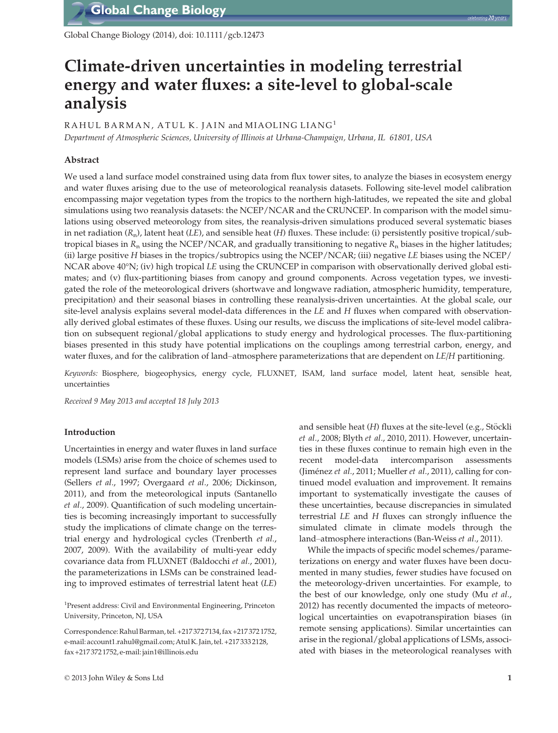# Climate-driven uncertainties in modeling terrestrial energy and water fluxes: a site-level to global-scale analysis

RAHUL BARMAN, ATUL K. JAIN and MIAOLING LIANG[1]

*Department of Atmospheric Sciences, University of Illinois at Urbana-Champaign, Urbana, IL 61801, USA*

## Abstract

We used a land surface model constrained using data from flux tower sites, to analyze the biases in ecosystem energy and water fluxes arising due to the use of meteorological reanalysis datasets. Following site-level model calibration encompassing major vegetation types from the tropics to the northern high-latitudes, we repeated the site and global simulations using two reanalysis datasets: the NCEP/NCAR and the CRUNCEP. In comparison with the model simulations using observed meteorology from sites, the reanalysis-driven simulations produced several systematic biases in net radiation ($R_n$), latent heat (*LE*), and sensible heat (*H*) fluxes. These include: (i) persistently positive tropical/subtropical biases in $R_n$ using the NCEP/NCAR, and gradually transitioning to negative $R_n$ biases in the higher latitudes; (ii) large positive *H* biases in the tropics/subtropics using the NCEP/NCAR; (iii) negative *LE* biases using the NCEP/NCAR above 40°N; (iv) high tropical *LE* using the CRUNCEP in comparison with observationally derived global estimates; and (v) flux-partitioning biases from canopy and ground components. Across vegetation types, we investigated the role of the meteorological drivers (shortwave and longwave radiation, atmospheric humidity, temperature, precipitation) and their seasonal biases in controlling these reanalysis-driven uncertainties. At the global scale, our site-level analysis explains several model-data differences in the *LE* and *H* fluxes when compared with observationally derived global estimates of these fluxes. Using our results, we discuss the implications of site-level model calibration on subsequent regional/global applications to study energy and hydrological processes. The flux-partitioning biases presented in this study have potential implications on the couplings among terrestrial carbon, energy, and water fluxes, and for the calibration of land–atmosphere parameterizations that are dependent on *LE*/*H* partitioning.

*Keywords:* Biosphere, biogeophysics, energy cycle, FLUXNET, ISAM, land surface model, latent heat, sensible heat, uncertainties

*Received 9 May 2013 and accepted 18 July 2013*

## Introduction

Uncertainties in energy and water fluxes in land surface models (LSMs) arise from the choice of schemes used to represent land surface and boundary layer processes (Sellers *et al.*, 1997; Overgaard *et al.*, 2006; Dickinson, 2011), and from the meteorological inputs (Santanello *et al.*, 2009). Quantification of such modeling uncertainties is becoming increasingly important to successfully study the implications of climate change on the terrestrial energy and hydrological cycles (Trenberth *et al.*, 2007, 2009). With the availability of multi-year eddy covariance data from FLUXNET (Baldocchi *et al.*, 2001), the parameterizations in LSMs can be constrained leading to improved estimates of terrestrial latent heat (*LE*) and sensible heat (*H*) fluxes at the site-level (e.g., Stöckli *et al.*, 2008; Blyth *et al.*, 2010, 2011). However, uncertainties in these fluxes continue to remain high even in the recent model-data intercomparison assessments (Jiménez *et al.*, 2011; Mueller *et al.*, 2011), calling for continued model evaluation and improvement. It remains important to systematically investigate the causes of these uncertainties, because discrepancies in simulated terrestrial *LE* and *H* fluxes can strongly influence the simulated climate in climate models through the land–atmosphere interactions (Ban-Weiss *et al.*, 2011).

While the impacts of specific model schemes/parameterizations on energy and water fluxes have been documented in many studies, fewer studies have focused on the meteorology-driven uncertainties. For example, to the best of our knowledge, only one study (Mu *et al.*, 2012) has recently documented the impacts of meteorological uncertainties on evapotranspiration biases (in remote sensing applications). Similar uncertainties can arise in the regional/global applications of LSMs, associated with biases in the meteorological reanalyses with

[1]Present address: Civil and Environmental Engineering, Princeton University, Princeton, NJ, USA

Correspondence: Rahul Barman, tel. +217 372 7134, fax +217 372 1752, e-mail: account1.rahul@gmail.com; Atul K. Jain, tel. +217 333 2128, fax +217 372 1752, e-mail: jain1@illinois.edu

© 2013 John Wiley & Sons Ltd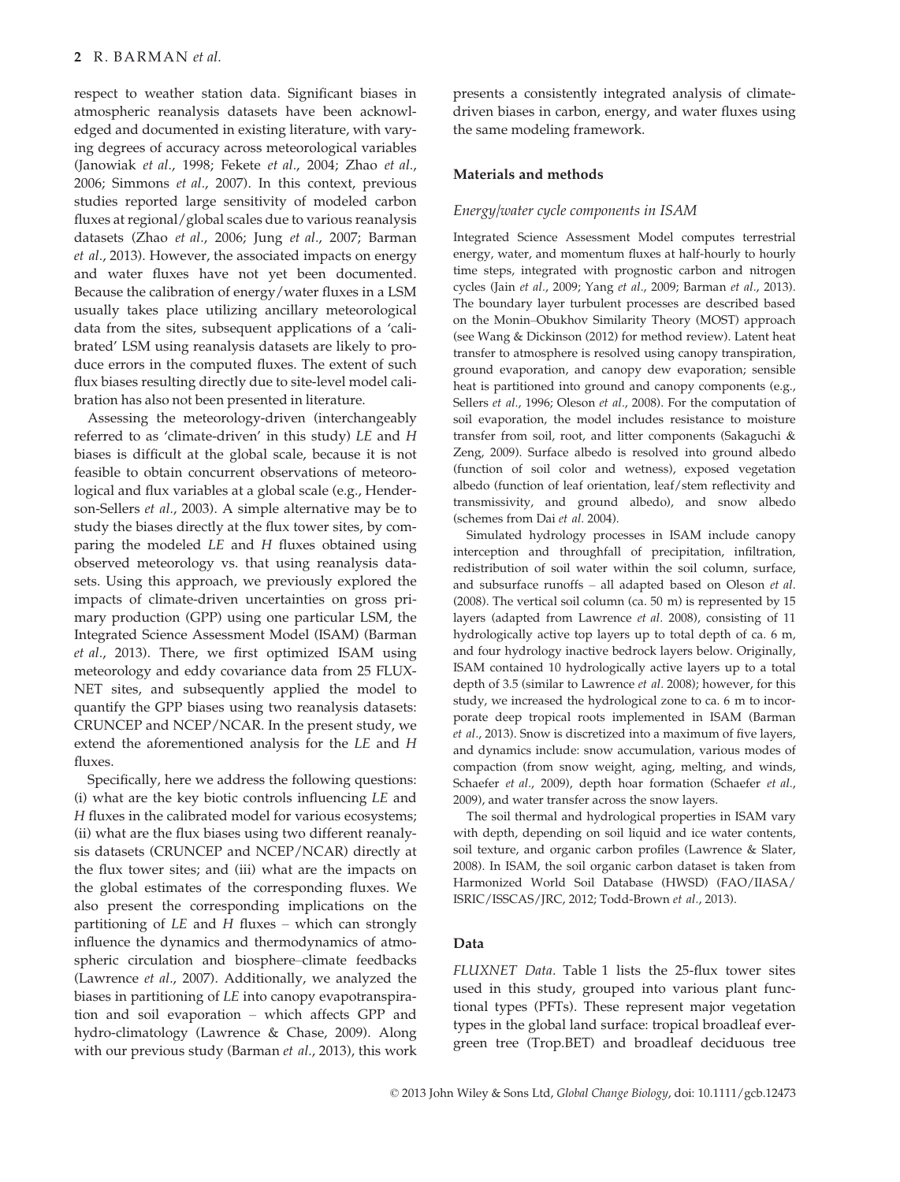respect to weather station data. Significant biases in atmospheric reanalysis datasets have been acknowledged and documented in existing literature, with varying degrees of accuracy across meteorological variables (Janowiak *et al*., 1998; Fekete *et al*., 2004; Zhao *et al*., 2006; Simmons *et al*., 2007). In this context, previous studies reported large sensitivity of modeled carbon fluxes at regional/global scales due to various reanalysis datasets (Zhao *et al*., 2006; Jung *et al*., 2007; Barman *et al*., 2013). However, the associated impacts on energy and water fluxes have not yet been documented. Because the calibration of energy/water fluxes in a LSM usually takes place utilizing ancillary meteorological data from the sites, subsequent applications of a 'calibrated' LSM using reanalysis datasets are likely to produce errors in the computed fluxes. The extent of such flux biases resulting directly due to site-level model calibration has also not been presented in literature.

Assessing the meteorology-driven (interchangeably referred to as 'climate-driven' in this study) *LE* and *H* biases is difficult at the global scale, because it is not feasible to obtain concurrent observations of meteorological and flux variables at a global scale (e.g., Henderson-Sellers *et al*., 2003). A simple alternative may be to study the biases directly at the flux tower sites, by comparing the modeled *LE* and *H* fluxes obtained using observed meteorology vs. that using reanalysis datasets. Using this approach, we previously explored the impacts of climate-driven uncertainties on gross primary production (GPP) using one particular LSM, the Integrated Science Assessment Model (ISAM) (Barman *et al*., 2013). There, we first optimized ISAM using meteorology and eddy covariance data from 25 FLUXNET sites, and subsequently applied the model to quantify the GPP biases using two reanalysis datasets: CRUNCEP and NCEP/NCAR. In the present study, we extend the aforementioned analysis for the *LE* and *H* fluxes.

Specifically, here we address the following questions: (i) what are the key biotic controls influencing *LE* and *H* fluxes in the calibrated model for various ecosystems; (ii) what are the flux biases using two different reanalysis datasets (CRUNCEP and NCEP/NCAR) directly at the flux tower sites; and (iii) what are the impacts on the global estimates of the corresponding fluxes. We also present the corresponding implications on the partitioning of *LE* and *H* fluxes – which can strongly influence the dynamics and thermodynamics of atmospheric circulation and biosphere–climate feedbacks (Lawrence *et al*., 2007). Additionally, we analyzed the biases in partitioning of *LE* into canopy evapotranspiration and soil evaporation – which affects GPP and hydro-climatology (Lawrence & Chase, 2009). Along with our previous study (Barman *et al*., 2013), this work presents a consistently integrated analysis of climate-driven biases in carbon, energy, and water fluxes using the same modeling framework.

## Materials and methods

### *Energy/water cycle components in ISAM*

Integrated Science Assessment Model computes terrestrial energy, water, and momentum fluxes at half-hourly to hourly time steps, integrated with prognostic carbon and nitrogen cycles (Jain *et al*., 2009; Yang *et al*., 2009; Barman *et al*., 2013). The boundary layer turbulent processes are described based on the Monin–Obukhov Similarity Theory (MOST) approach (see Wang & Dickinson (2012) for method review). Latent heat transfer to atmosphere is resolved using canopy transpiration, ground evaporation, and canopy dew evaporation; sensible heat is partitioned into ground and canopy components (e.g., Sellers *et al*., 1996; Oleson *et al*., 2008). For the computation of soil evaporation, the model includes resistance to moisture transfer from soil, root, and litter components (Sakaguchi & Zeng, 2009). Surface albedo is resolved into ground albedo (function of soil color and wetness), exposed vegetation albedo (function of leaf orientation, leaf/stem reflectivity and transmissivity, and ground albedo), and snow albedo (schemes from Dai *et al*. 2004).

Simulated hydrology processes in ISAM include canopy interception and throughfall of precipitation, infiltration, redistribution of soil water within the soil column, surface, and subsurface runoffs – all adapted based on Oleson *et al*. (2008). The vertical soil column (ca. 50 m) is represented by 15 layers (adapted from Lawrence *et al*. 2008), consisting of 11 hydrologically active top layers up to total depth of ca. 6 m, and four hydrology inactive bedrock layers below. Originally, ISAM contained 10 hydrologically active layers up to a total depth of 3.5 (similar to Lawrence *et al*. 2008); however, for this study, we increased the hydrological zone to ca. 6 m to incorporate deep tropical roots implemented in ISAM (Barman *et al*., 2013). Snow is discretized into a maximum of five layers, and dynamics include: snow accumulation, various modes of compaction (from snow weight, aging, melting, and winds, Schaefer *et al*., 2009), depth hoar formation (Schaefer *et al*., 2009), and water transfer across the snow layers.

The soil thermal and hydrological properties in ISAM vary with depth, depending on soil liquid and ice water contents, soil texture, and organic carbon profiles (Lawrence & Slater, 2008). In ISAM, the soil organic carbon dataset is taken from Harmonized World Soil Database (HWSD) (FAO/IIASA/ISRIC/ISSCAS/JRC, 2012; Todd-Brown *et al*., 2013).

## Data

*FLUXNET Data.* Table 1 lists the 25-flux tower sites used in this study, grouped into various plant functional types (PFTs). These represent major vegetation types in the global land surface: tropical broadleaf evergreen tree (Trop.BET) and broadleaf deciduous tree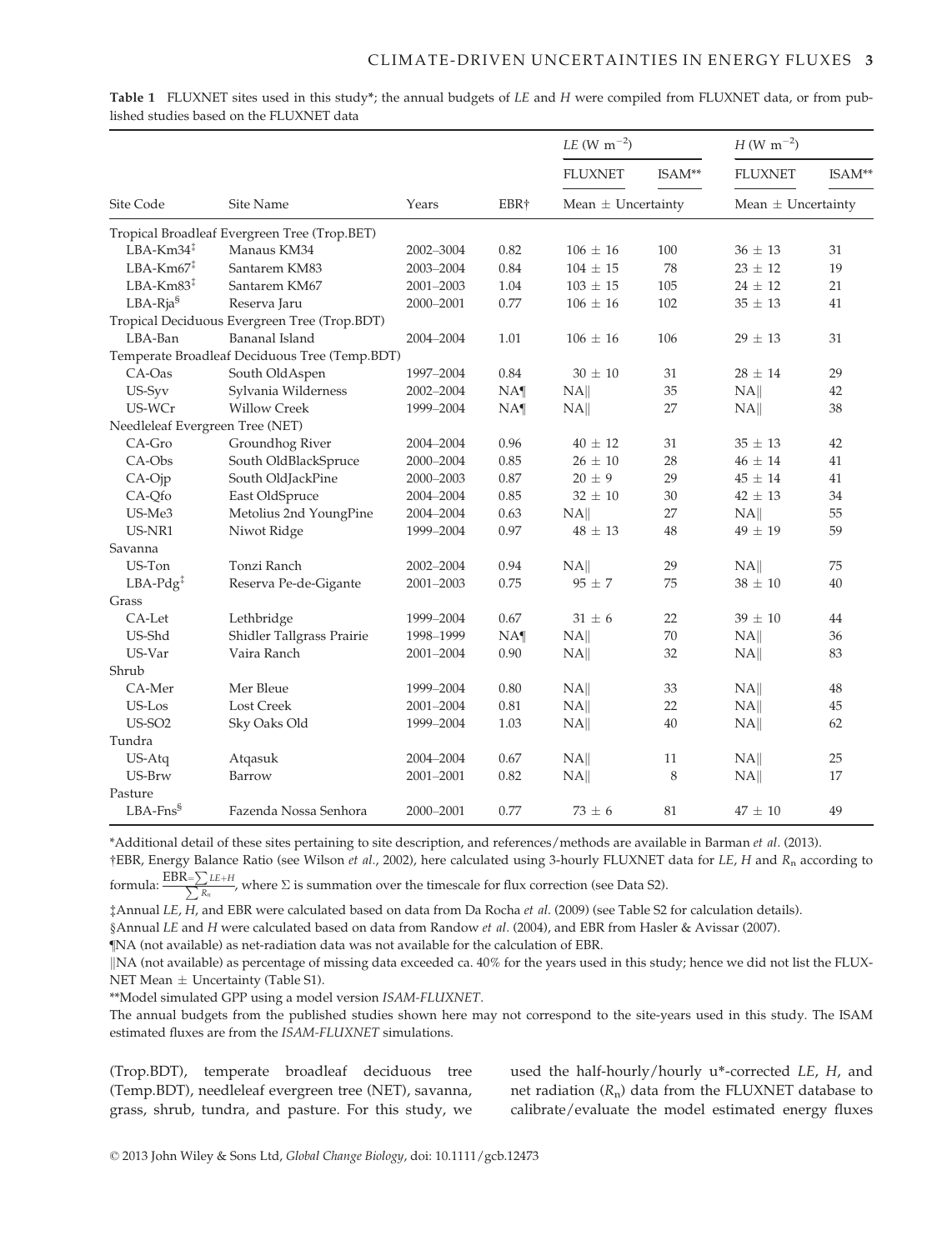**Table 1** FLUXNET sites used in this study*; the annual budgets of *LE* and *H* were compiled from FLUXNET data, or from published studies based on the FLUXNET data

| | | | | *LE* (W m$^{-2}$) | | *H* (W m$^{-2}$) | |
|---|---|---|---|---|---|---|---|
| | | | | FLUXNET | ISAM** | FLUXNET | ISAM** |
| Site Code | Site Name | Years | EBR† | Mean ± Uncertainty | | Mean ± Uncertainty | |
| Tropical Broadleaf Evergreen Tree (Trop.BET) | | | | | | | |
| LBA-Km34‡ | Manaus KM34 | 2002–3004 | 0.82 | 106 ± 16 | 100 | 36 ± 13 | 31 |
| LBA-Km67‡ | Santarem KM83 | 2003–2004 | 0.84 | 104 ± 15 | 78 | 23 ± 12 | 19 |
| LBA-Km83‡ | Santarem KM67 | 2001–2003 | 1.04 | 103 ± 15 | 105 | 24 ± 12 | 21 |
| LBA-Rja§ | Reserva Jaru | 2000–2001 | 0.77 | 106 ± 16 | 102 | 35 ± 13 | 41 |
| Tropical Deciduous Evergreen Tree (Trop.BDT) | | | | | | | |
| LBA-Ban | Bananal Island | 2004–2004 | 1.01 | 106 ± 16 | 106 | 29 ± 13 | 31 |
| Temperate Broadleaf Deciduous Tree (Temp.BDT) | | | | | | | |
| CA-Oas | South OldAspen | 1997–2004 | 0.84 | 30 ± 10 | 31 | 28 ± 14 | 29 |
| US-Syv | Sylvania Wilderness | 2002–2004 | NA¶ | NA‖ | 35 | NA‖ | 42 |
| US-WCr | Willow Creek | 1999–2004 | NA¶ | NA‖ | 27 | NA‖ | 38 |
| Needleleaf Evergreen Tree (NET) | | | | | | | |
| CA-Gro | Groundhog River | 2004–2004 | 0.96 | 40 ± 12 | 31 | 35 ± 13 | 42 |
| CA-Obs | South OldBlackSpruce | 2000–2004 | 0.85 | 26 ± 10 | 28 | 46 ± 14 | 41 |
| CA-Ojp | South OldJackPine | 2000–2003 | 0.87 | 20 ± 9 | 29 | 45 ± 14 | 41 |
| CA-Qfo | East OldSpruce | 2004–2004 | 0.85 | 32 ± 10 | 30 | 42 ± 13 | 34 |
| US-Me3 | Metolius 2nd YoungPine | 2004–2004 | 0.63 | NA‖ | 27 | NA‖ | 55 |
| US-NR1 | Niwot Ridge | 1999–2004 | 0.97 | 48 ± 13 | 48 | 49 ± 19 | 59 |
| Savanna | | | | | | | |
| US-Ton | Tonzi Ranch | 2002–2004 | 0.94 | NA‖ | 29 | NA‖ | 75 |
| LBA-Pdg‡ | Reserva Pe-de-Gigante | 2001–2003 | 0.75 | 95 ± 7 | 75 | 38 ± 10 | 40 |
| Grass | | | | | | | |
| CA-Let | Lethbridge | 1999–2004 | 0.67 | 31 ± 6 | 22 | 39 ± 10 | 44 |
| US-Shd | Shidler Tallgrass Prairie | 1998–1999 | NA¶ | NA‖ | 70 | NA‖ | 36 |
| US-Var | Vaira Ranch | 2001–2004 | 0.90 | NA‖ | 32 | NA‖ | 83 |
| Shrub | | | | | | | |
| CA-Mer | Mer Bleue | 1999–2004 | 0.80 | NA‖ | 33 | NA‖ | 48 |
| US-Los | Lost Creek | 2001–2004 | 0.81 | NA‖ | 22 | NA‖ | 45 |
| US-SO2 | Sky Oaks Old | 1999–2004 | 1.03 | NA‖ | 40 | NA‖ | 62 |
| Tundra | | | | | | | |
| US-Atq | Atqasuk | 2004–2004 | 0.67 | NA‖ | 11 | NA‖ | 25 |
| US-Brw | Barrow | 2001–2001 | 0.82 | NA‖ | 8 | NA‖ | 17 |
| Pasture | | | | | | | |
| LBA-Fns§ | Fazenda Nossa Senhora | 2000–2001 | 0.77 | 73 ± 6 | 81 | 47 ± 10 | 49 |

*Additional detail of these sites pertaining to site description, and references/methods are available in Barman *et al.* (2013).

†EBR, Energy Balance Ratio (see Wilson *et al.*, 2002), here calculated using 3-hourly FLUXNET data for *LE*, *H* and $R_n$ according to formula: $\mathrm{EBR} = \frac{\sum LE+H}{\sum R_n}$, where Σ is summation over the timescale for flux correction (see Data S2).

‡Annual *LE*, *H*, and EBR were calculated based on data from Da Rocha *et al.* (2009) (see Table S2 for calculation details).

§Annual *LE* and *H* were calculated based on data from Randow *et al.* (2004), and EBR from Hasler & Avissar (2007).

¶NA (not available) as net-radiation data was not available for the calculation of EBR.

‖NA (not available) as percentage of missing data exceeded ca. 40% for the years used in this study; hence we did not list the FLUXNET Mean ± Uncertainty (Table S1).

**Model simulated GPP using a model version *ISAM-FLUXNET*.

The annual budgets from the published studies shown here may not correspond to the site-years used in this study. The ISAM estimated fluxes are from the *ISAM-FLUXNET* simulations.

(Trop.BDT), temperate broadleaf deciduous tree (Temp.BDT), needleleaf evergreen tree (NET), savanna, grass, shrub, tundra, and pasture. For this study, we used the half-hourly/hourly u*-corrected *LE*, *H*, and net radiation ($R_n$) data from the FLUXNET database to calibrate/evaluate the model estimated energy fluxes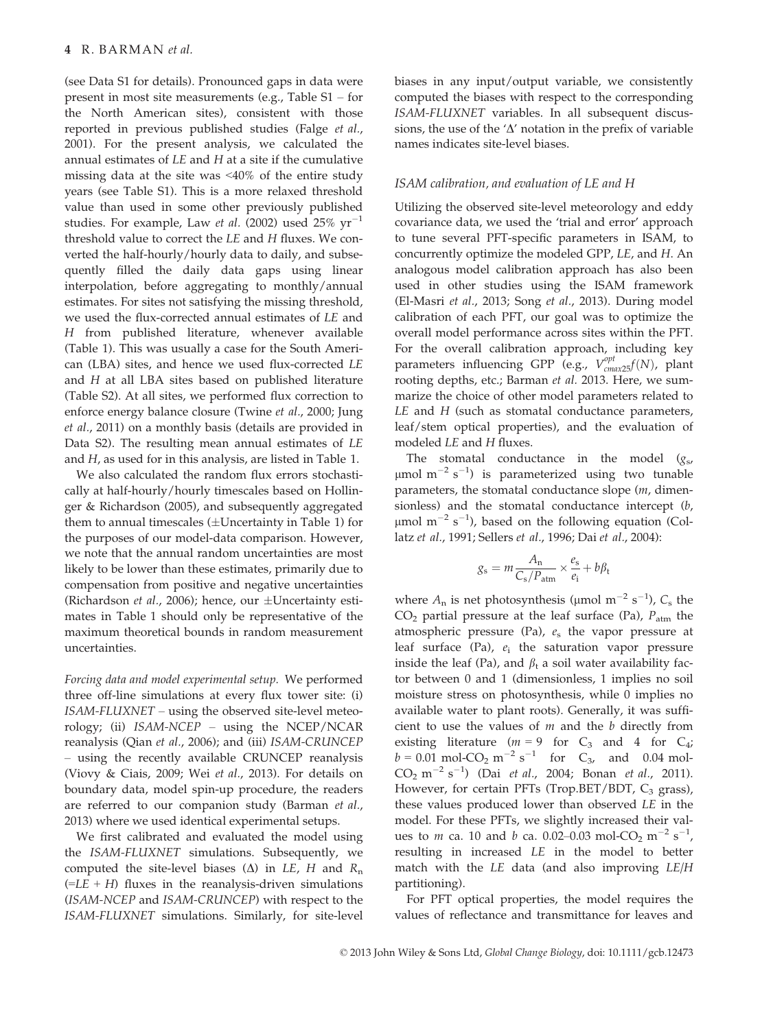(see Data S1 for details). Pronounced gaps in data were present in most site measurements (e.g., Table S1 – for the North American sites), consistent with those reported in previous published studies (Falge *et al.*, 2001). For the present analysis, we calculated the annual estimates of *LE* and *H* at a site if the cumulative missing data at the site was <40% of the entire study years (see Table S1). This is a more relaxed threshold value than used in some other previously published studies. For example, Law *et al.* (2002) used 25% $yr^{-1}$ threshold value to correct the *LE* and *H* fluxes. We converted the half-hourly/hourly data to daily, and subsequently filled the daily data gaps using linear interpolation, before aggregating to monthly/annual estimates. For sites not satisfying the missing threshold, we used the flux-corrected annual estimates of *LE* and *H* from published literature, whenever available (Table 1). This was usually a case for the South American (LBA) sites, and hence we used flux-corrected *LE* and *H* at all LBA sites based on published literature (Table S2). At all sites, we performed flux correction to enforce energy balance closure (Twine *et al.*, 2000; Jung *et al.*, 2011) on a monthly basis (details are provided in Data S2). The resulting mean annual estimates of *LE* and *H*, as used for in this analysis, are listed in Table 1.

We also calculated the random flux errors stochastically at half-hourly/hourly timescales based on Hollinger & Richardson (2005), and subsequently aggregated them to annual timescales (±Uncertainty in Table 1) for the purposes of our model-data comparison. However, we note that the annual random uncertainties are most likely to be lower than these estimates, primarily due to compensation from positive and negative uncertainties (Richardson *et al.*, 2006); hence, our ±Uncertainty estimates in Table 1 should only be representative of the maximum theoretical bounds in random measurement uncertainties.

*Forcing data and model experimental setup.* We performed three off-line simulations at every flux tower site: (i) *ISAM-FLUXNET* – using the observed site-level meteorology; (ii) *ISAM-NCEP* – using the NCEP/NCAR reanalysis (Qian *et al.*, 2006); and (iii) *ISAM-CRUNCEP* – using the recently available CRUNCEP reanalysis (Viovy & Ciais, 2009; Wei *et al.*, 2013). For details on boundary data, model spin-up procedure, the readers are referred to our companion study (Barman *et al.*, 2013) where we used identical experimental setups.

We first calibrated and evaluated the model using the *ISAM-FLUXNET* simulations. Subsequently, we computed the site-level biases (Δ) in *LE*, *H* and $R_n$ (=*LE* + *H*) fluxes in the reanalysis-driven simulations (*ISAM-NCEP* and *ISAM-CRUNCEP*) with respect to the *ISAM-FLUXNET* simulations. Similarly, for site-level biases in any input/output variable, we consistently computed the biases with respect to the corresponding *ISAM-FLUXNET* variables. In all subsequent discussions, the use of the 'Δ' notation in the prefix of variable names indicates site-level biases.

### ISAM calibration, and evaluation of LE and H

Utilizing the observed site-level meteorology and eddy covariance data, we used the 'trial and error' approach to tune several PFT-specific parameters in ISAM, to concurrently optimize the modeled GPP, *LE*, and *H*. An analogous model calibration approach has also been used in other studies using the ISAM framework (El-Masri *et al.*, 2013; Song *et al.*, 2013). During model calibration of each PFT, our goal was to optimize the overall model performance across sites within the PFT. For the overall calibration approach, including key parameters influencing GPP (e.g., $V_{cmax25}^{opt} f(N)$, plant rooting depths, etc.; Barman *et al.* 2013. Here, we summarize the choice of other model parameters related to *LE* and *H* (such as stomatal conductance parameters, leaf/stem optical properties), and the evaluation of modeled *LE* and *H* fluxes.

The stomatal conductance in the model ($g_s$, μmol $m^{-2}$ $s^{-1}$) is parameterized using two tunable parameters, the stomatal conductance slope (*m*, dimensionless) and the stomatal conductance intercept (*b*, μmol $m^{-2}$ $s^{-1}$), based on the following equation (Collatz *et al.*, 1991; Sellers *et al.*, 1996; Dai *et al.*, 2004):

$$g_s = m \frac{A_n}{C_s / P_{atm}} \times \frac{e_s}{e_i} + b\beta_t$$

where $A_n$ is net photosynthesis (μmol $m^{-2}$ $s^{-1}$), $C_s$ the $CO_2$ partial pressure at the leaf surface (Pa), $P_{atm}$ the atmospheric pressure (Pa), $e_s$ the vapor pressure at leaf surface (Pa), $e_i$ the saturation vapor pressure inside the leaf (Pa), and $\beta_t$ a soil water availability factor between 0 and 1 (dimensionless, 1 implies no soil moisture stress on photosynthesis, while 0 implies no available water to plant roots). Generally, it was sufficient to use the values of *m* and the *b* directly from existing literature (*m* = 9 for $C_3$ and 4 for $C_4$; *b* = 0.01 mol-$CO_2$ $m^{-2}$ $s^{-1}$ for $C_3$, and 0.04 mol-$CO_2$ $m^{-2}$ $s^{-1}$) (Dai *et al.*, 2004; Bonan *et al.*, 2011). However, for certain PFTs (Trop.BET/BDT, $C_3$ grass), these values produced lower than observed *LE* in the model. For these PFTs, we slightly increased their values to *m* ca. 10 and *b* ca. 0.02–0.03 mol-$CO_2$ $m^{-2}$ $s^{-1}$, resulting in increased *LE* in the model to better match with the *LE* data (and also improving *LE*/*H* partitioning).

For PFT optical properties, the model requires the values of reflectance and transmittance for leaves and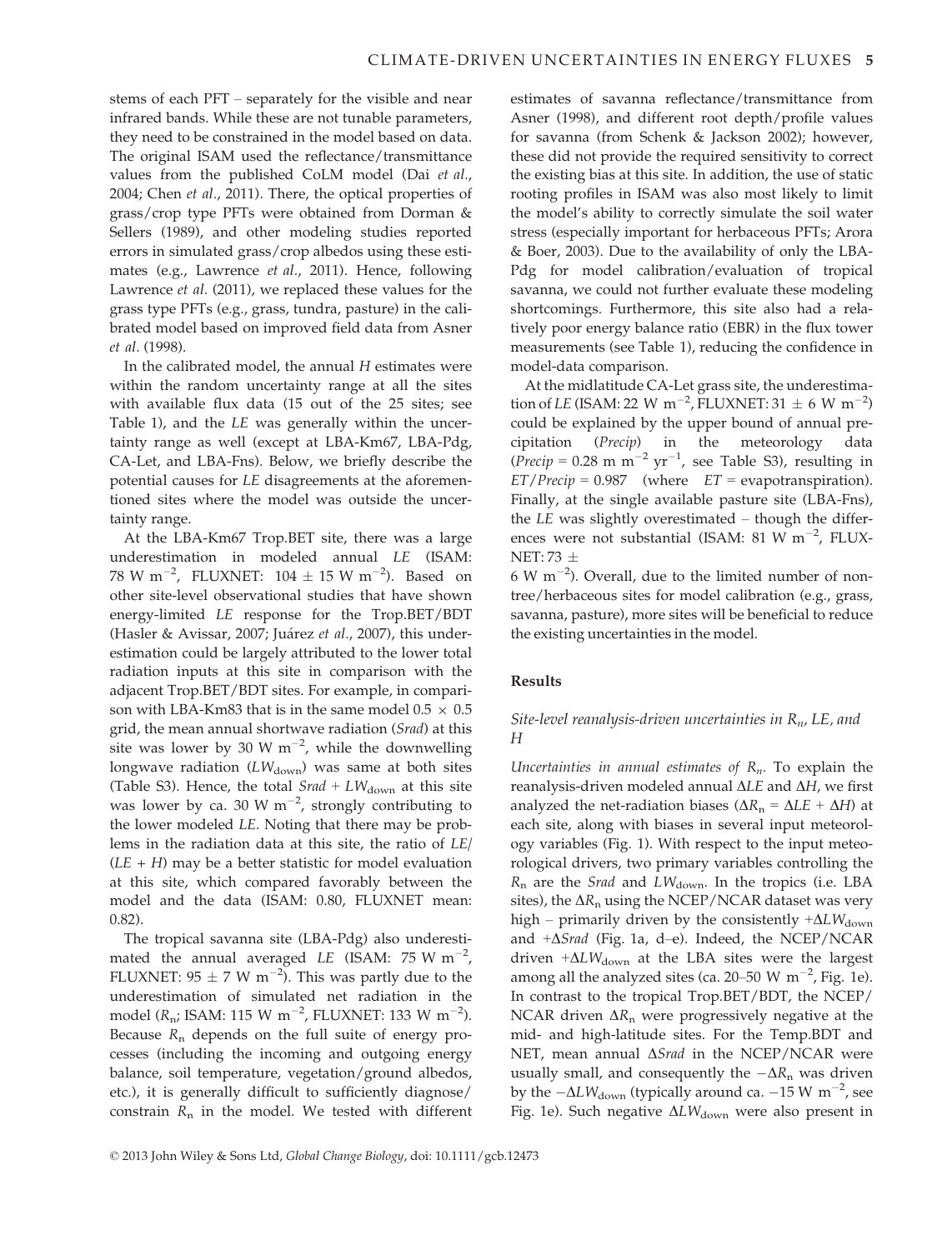stems of each PFT – separately for the visible and near infrared bands. While these are not tunable parameters, they need to be constrained in the model based on data. The original ISAM used the reflectance/transmittance values from the published CoLM model (Dai *et al.*, 2004; Chen *et al.*, 2011). There, the optical properties of grass/crop type PFTs were obtained from Dorman & Sellers (1989), and other modeling studies reported errors in simulated grass/crop albedos using these estimates (e.g., Lawrence *et al.*, 2011). Hence, following Lawrence *et al.* (2011), we replaced these values for the grass type PFTs (e.g., grass, tundra, pasture) in the calibrated model based on improved field data from Asner *et al.* (1998).

In the calibrated model, the annual $H$ estimates were within the random uncertainty range at all the sites with available flux data (15 out of the 25 sites; see Table 1), and the $LE$ was generally within the uncertainty range as well (except at LBA-Km67, LBA-Pdg, CA-Let, and LBA-Fns). Below, we briefly describe the potential causes for $LE$ disagreements at the aforementioned sites where the model was outside the uncertainty range.

At the LBA-Km67 Trop.BET site, there was a large underestimation in modeled annual $LE$ (ISAM: 78 W m$^{-2}$, FLUXNET: 104 $\pm$ 15 W m$^{-2}$). Based on other site-level observational studies that have shown energy-limited $LE$ response for the Trop.BET/BDT (Hasler & Avissar, 2007; Juárez *et al.*, 2007), this underestimation could be largely attributed to the lower total radiation inputs at this site in comparison with the adjacent Trop.BET/BDT sites. For example, in comparison with LBA-Km83 that is in the same model 0.5 $\times$ 0.5 grid, the mean annual shortwave radiation (*Srad*) at this site was lower by 30 W m$^{-2}$, while the downwelling longwave radiation ($LW_{\text{down}}$) was same at both sites (Table S3). Hence, the total *Srad* + $LW_{\text{down}}$ at this site was lower by ca. 30 W m$^{-2}$, strongly contributing to the lower modeled $LE$. Noting that there may be problems in the radiation data at this site, the ratio of $LE/(LE + H)$ may be a better statistic for model evaluation at this site, which compared favorably between the model and the data (ISAM: 0.80, FLUXNET mean: 0.82).

The tropical savanna site (LBA-Pdg) also underestimated the annual averaged $LE$ (ISAM: 75 W m$^{-2}$, FLUXNET: 95 $\pm$ 7 W m$^{-2}$). This was partly due to the underestimation of simulated net radiation in the model ($R_n$; ISAM: 115 W m$^{-2}$, FLUXNET: 133 W m$^{-2}$). Because $R_n$ depends on the full suite of energy processes (including the incoming and outgoing energy balance, soil temperature, vegetation/ground albedos, etc.), it is generally difficult to sufficiently diagnose/constrain $R_n$ in the model. We tested with different estimates of savanna reflectance/transmittance from Asner (1998), and different root depth/profile values for savanna (from Schenk & Jackson 2002); however, these did not provide the required sensitivity to correct the existing bias at this site. In addition, the use of static rooting profiles in ISAM was also most likely to limit the model's ability to correctly simulate the soil water stress (especially important for herbaceous PFTs; Arora & Boer, 2003). Due to the availability of only the LBA-Pdg for model calibration/evaluation of tropical savanna, we could not further evaluate these modeling shortcomings. Furthermore, this site also had a relatively poor energy balance ratio (EBR) in the flux tower measurements (see Table 1), reducing the confidence in model-data comparison.

At the midlatitude CA-Let grass site, the underestimation of $LE$ (ISAM: 22 W m$^{-2}$, FLUXNET: 31 $\pm$ 6 W m$^{-2}$) could be explained by the upper bound of annual precipitation (*Precip*) in the meteorology data (*Precip* = 0.28 m m$^{-2}$ yr$^{-1}$, see Table S3), resulting in $ET/Precip$ = 0.987 (where $ET$ = evapotranspiration). Finally, at the single available pasture site (LBA-Fns), the $LE$ was slightly overestimated – though the differences were not substantial (ISAM: 81 W m$^{-2}$, FLUXNET: 73 $\pm$ 6 W m$^{-2}$). Overall, due to the limited number of non-tree/herbaceous sites for model calibration (e.g., grass, savanna, pasture), more sites will be beneficial to reduce the existing uncertainties in the model.

## Results

### Site-level reanalysis-driven uncertainties in $R_n$, LE, and H

*Uncertainties in annual estimates of $R_n$.* To explain the reanalysis-driven modeled annual $\Delta LE$ and $\Delta H$, we first analyzed the net-radiation biases ($\Delta R_n = \Delta LE + \Delta H$) at each site, along with biases in several input meteorology variables (Fig. 1). With respect to the input meteorological drivers, two primary variables controlling the $R_n$ are the *Srad* and $LW_{\text{down}}$. In the tropics (i.e. LBA sites), the $\Delta R_n$ using the NCEP/NCAR dataset was very high – primarily driven by the consistently $+\Delta LW_{\text{down}}$ and $+\Delta Srad$ (Fig. 1a, d–e). Indeed, the NCEP/NCAR driven $+\Delta LW_{\text{down}}$ at the LBA sites were the largest among all the analyzed sites (ca. 20–50 W m$^{-2}$, Fig. 1e). In contrast to the tropical Trop.BET/BDT, the NCEP/NCAR driven $\Delta R_n$ were progressively negative at the mid- and high-latitude sites. For the Temp.BDT and NET, mean annual $\Delta Srad$ in the NCEP/NCAR were usually small, and consequently the $-\Delta R_n$ was driven by the $-\Delta LW_{\text{down}}$ (typically around ca. $-15$ W m$^{-2}$, see Fig. 1e). Such negative $\Delta LW_{\text{down}}$ were also present in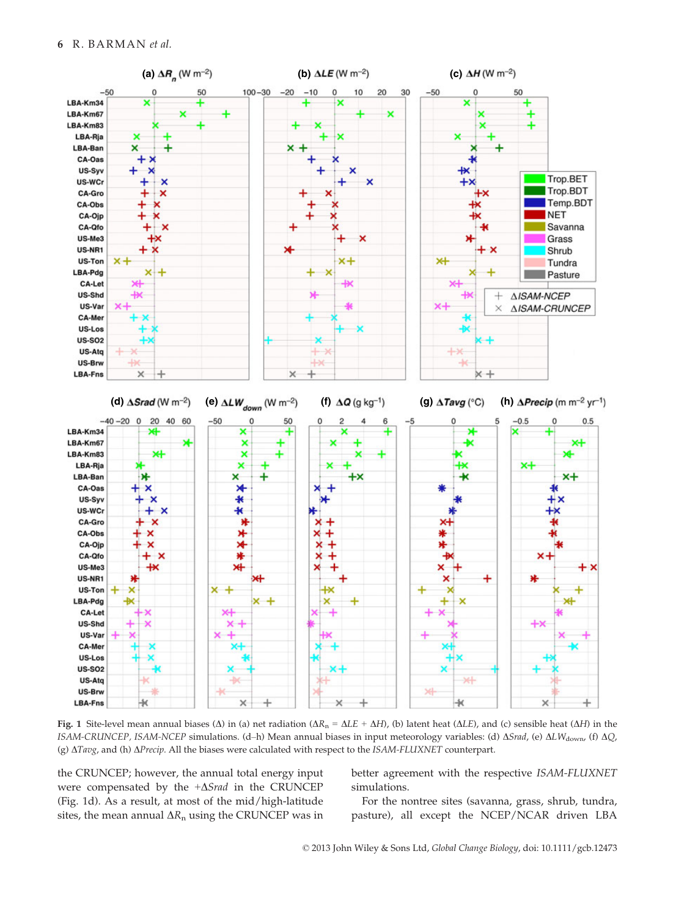**Fig. 1** Site-level mean annual biases (Δ) in (a) net radiation ($\Delta R_n = \Delta LE + \Delta H$), (b) latent heat ($\Delta LE$), and (c) sensible heat ($\Delta H$) in the *ISAM-CRUNCEP*, *ISAM-NCEP* simulations. (d–h) Mean annual biases in input meteorology variables: (d) $\Delta Srad$, (e) $\Delta LW_{down}$, (f) $\Delta Q$, (g) $\Delta Tavg$, and (h) $\Delta Precip$. All the biases were calculated with respect to the *ISAM-FLUXNET* counterpart.

the CRUNCEP; however, the annual total energy input were compensated by the $+\Delta Srad$ in the CRUNCEP (Fig. 1d). As a result, at most of the mid/high-latitude sites, the mean annual $\Delta R_n$ using the CRUNCEP was in better agreement with the respective *ISAM-FLUXNET* simulations.

For the nontree sites (savanna, grass, shrub, tundra, pasture), all except the NCEP/NCAR driven LBA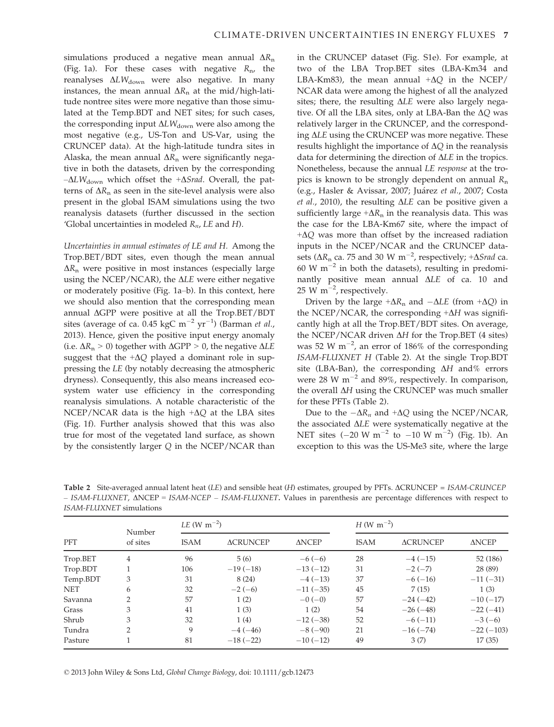simulations produced a negative mean annual $\Delta R_n$ (Fig. 1a). For these cases with negative $R_n$, the reanalyses $\Delta LW_{down}$ were also negative. In many instances, the mean annual $\Delta R_n$ at the mid/high-latitude nontree sites were more negative than those simulated at the Temp.BDT and NET sites; for such cases, the corresponding input $\Delta LW_{down}$ were also among the most negative (e.g., US-Ton and US-Var, using the CRUNCEP data). At the high-latitude tundra sites in Alaska, the mean annual $\Delta R_n$ were significantly negative in both the datasets, driven by the corresponding $-\Delta LW_{down}$ which offset the $+\Delta Srad$. Overall, the patterns of $\Delta R_n$ as seen in the site-level analysis were also present in the global ISAM simulations using the two reanalysis datasets (further discussed in the section 'Global uncertainties in modeled $R_n$, *LE* and *H*).

*Uncertainties in annual estimates of LE and H.* Among the Trop.BET/BDT sites, even though the mean annual $\Delta R_n$ were positive in most instances (especially large using the NCEP/NCAR), the $\Delta LE$ were either negative or moderately positive (Fig. 1a–b). In this context, here we should also mention that the corresponding mean annual $\Delta$GPP were positive at all the Trop.BET/BDT sites (average of ca. 0.45 kgC $m^{-2}$ $yr^{-1}$) (Barman *et al.*, 2013). Hence, given the positive input energy anomaly (i.e. $\Delta R_n > 0$) together with $\Delta GPP > 0$, the negative $\Delta LE$ suggest that the $+\Delta Q$ played a dominant role in suppressing the *LE* (by notably decreasing the atmospheric dryness). Consequently, this also means increased ecosystem water use efficiency in the corresponding reanalysis simulations. A notable characteristic of the NCEP/NCAR data is the high $+\Delta Q$ at the LBA sites (Fig. 1f). Further analysis showed that this was also true for most of the vegetated land surface, as shown by the consistently larger *Q* in the NCEP/NCAR than in the CRUNCEP dataset (Fig. S1e). For example, at two of the LBA Trop.BET sites (LBA-Km34 and LBA-Km83), the mean annual $+\Delta Q$ in the NCEP/NCAR data were among the highest of all the analyzed sites; there, the resulting $\Delta LE$ were also largely negative. Of all the LBA sites, only at LBA-Ban the $\Delta Q$ was relatively larger in the CRUNCEP, and the corresponding $\Delta LE$ using the CRUNCEP was more negative. These results highlight the importance of $\Delta Q$ in the reanalysis data for determining the direction of $\Delta LE$ in the tropics. Nonetheless, because the annual *LE response* at the tropics is known to be strongly dependent on annual $R_n$ (e.g., Hasler & Avissar, 2007; Juárez *et al.*, 2007; Costa *et al.*, 2010), the resulting $\Delta LE$ can be positive given a sufficiently large $+\Delta R_n$ in the reanalysis data. This was the case for the LBA-Km67 site, where the impact of $+\Delta Q$ was more than offset by the increased radiation inputs in the NCEP/NCAR and the CRUNCEP datasets ($\Delta R_n$ ca. 75 and 30 W $m^{-2}$, respectively; $+\Delta Srad$ ca. 60 W $m^{-2}$ in both the datasets), resulting in predominantly positive mean annual $\Delta LE$ of ca. 10 and 25 W $m^{-2}$, respectively.

Driven by the large $+\Delta R_n$ and $-\Delta LE$ (from $+\Delta Q$) in the NCEP/NCAR, the corresponding $+\Delta H$ was significantly high at all the Trop.BET/BDT sites. On average, the NCEP/NCAR driven $\Delta H$ for the Trop.BET (4 sites) was 52 W $m^{-2}$, an error of 186% of the corresponding *ISAM-FLUXNET H* (Table 2). At the single Trop.BDT site (LBA-Ban), the corresponding $\Delta H$ and% errors were 28 W $m^{-2}$ and 89%, respectively. In comparison, the overall $\Delta H$ using the CRUNCEP was much smaller for these PFTs (Table 2).

Due to the $-\Delta R_n$ and $+\Delta Q$ using the NCEP/NCAR, the associated $\Delta LE$ were systematically negative at the NET sites ($-20$ W $m^{-2}$ to $-10$ W $m^{-2}$) (Fig. 1b). An exception to this was the US-Me3 site, where the large

**Table 2** Site-averaged annual latent heat (*LE*) and sensible heat (*H*) estimates, grouped by PFTs. ΔCRUNCEP = *ISAM-CRUNCEP* – *ISAM-FLUXNET*, ΔNCEP = *ISAM-NCEP* – *ISAM-FLUXNET*. Values in parenthesis are percentage differences with respect to *ISAM-FLUXNET* simulations

| PFT | Number of sites | *LE* (W $m^{-2}$) | | | *H* (W $m^{-2}$) | | |
|---|---|---|---|---|---|---|---|
| | | ISAM | ΔCRUNCEP | ΔNCEP | ISAM | ΔCRUNCEP | ΔNCEP |
| Trop.BET | 4 | 96 | 5 (6) | −6 (−6) | 28 | −4 (−15) | 52 (186) |
| Trop.BDT | 1 | 106 | −19 (−18) | −13 (−12) | 31 | −2 (−7) | 28 (89) |
| Temp.BDT | 3 | 31 | 8 (24) | −4 (−13) | 37 | −6 (−16) | −11 (−31) |
| NET | 6 | 32 | −2 (−6) | −11 (−35) | 45 | 7 (15) | 1 (3) |
| Savanna | 2 | 57 | 1 (2) | −0 (−0) | 57 | −24 (−42) | −10 (−17) |
| Grass | 3 | 41 | 1 (3) | 1 (2) | 54 | −26 (−48) | −22 (−41) |
| Shrub | 3 | 32 | 1 (4) | −12 (−38) | 52 | −6 (−11) | −3 (−6) |
| Tundra | 2 | 9 | −4 (−46) | −8 (−90) | 21 | −16 (−74) | −22 (−103) |
| Pasture | 1 | 81 | −18 (−22) | −10 (−12) | 49 | 3 (7) | 17 (35) |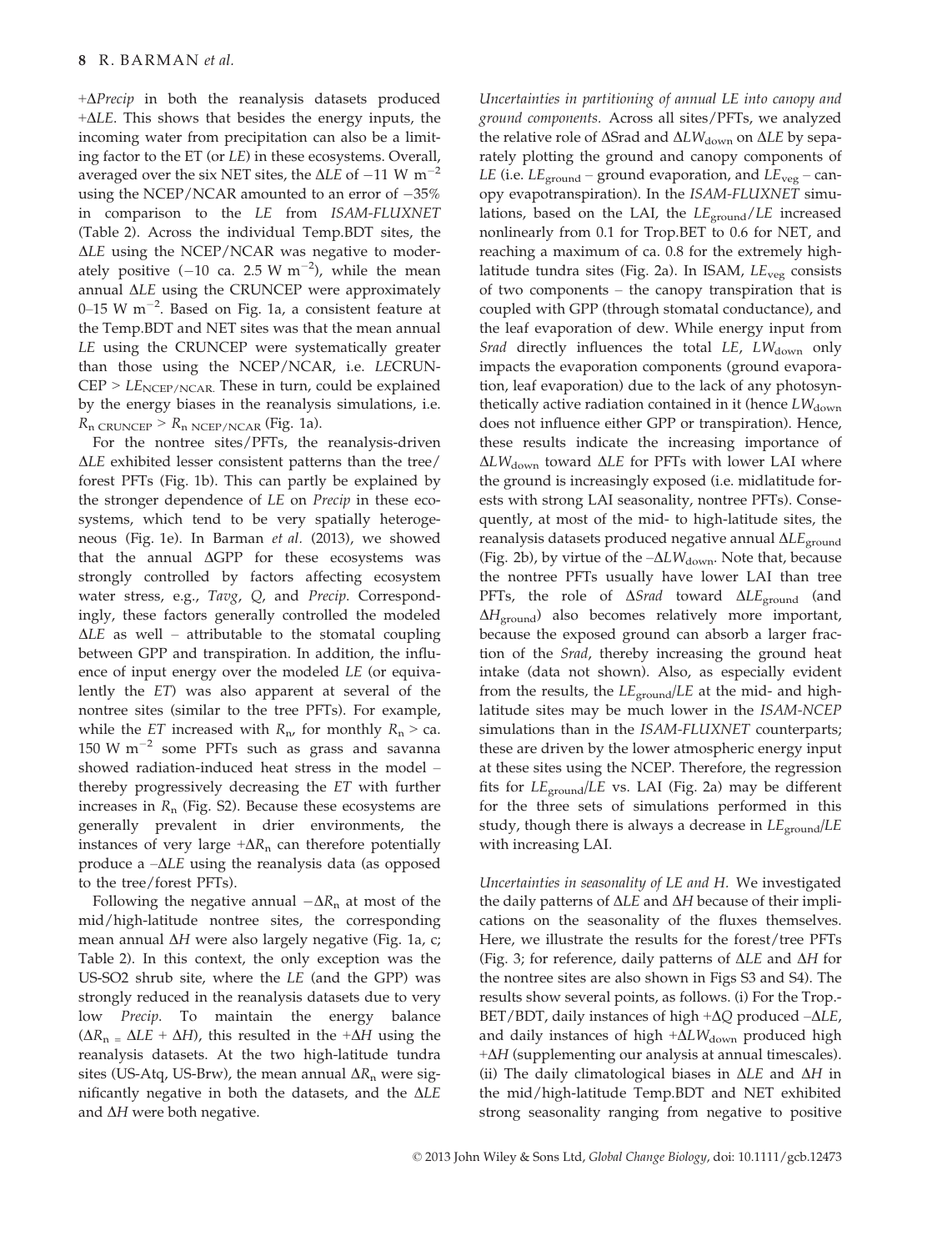+$\Delta Precip$ in both the reanalysis datasets produced +$\Delta LE$. This shows that besides the energy inputs, the incoming water from precipitation can also be a limiting factor to the ET (or *LE*) in these ecosystems. Overall, averaged over the six NET sites, the $\Delta LE$ of $-11$ W m$^{-2}$ using the NCEP/NCAR amounted to an error of $-35\%$ in comparison to the *LE* from *ISAM-FLUXNET* (Table 2). Across the individual Temp.BDT sites, the $\Delta LE$ using the NCEP/NCAR was negative to moderately positive ($-10$ ca. 2.5 W m$^{-2}$), while the mean annual $\Delta LE$ using the CRUNCEP were approximately 0–15 W m$^{-2}$. Based on Fig. 1a, a consistent feature at the Temp.BDT and NET sites was that the mean annual *LE* using the CRUNCEP were systematically greater than those using the NCEP/NCAR, i.e. $LE_{\mathrm{CRUNCEP}} > LE_{\mathrm{NCEP/NCAR}}$. These in turn, could be explained by the energy biases in the reanalysis simulations, i.e. $R_{\mathrm{n\ CRUNCEP}} > R_{\mathrm{n\ NCEP/NCAR}}$ (Fig. 1a).

For the nontree sites/PFTs, the reanalysis-driven $\Delta LE$ exhibited lesser consistent patterns than the tree/forest PFTs (Fig. 1b). This can partly be explained by the stronger dependence of *LE* on *Precip* in these ecosystems, which tend to be very spatially heterogeneous (Fig. 1e). In Barman *et al.* (2013), we showed that the annual $\Delta$GPP for these ecosystems was strongly controlled by factors affecting ecosystem water stress, e.g., *Tavg*, *Q*, and *Precip*. Correspondingly, these factors generally controlled the modeled $\Delta LE$ as well – attributable to the stomatal coupling between GPP and transpiration. In addition, the influence of input energy over the modeled *LE* (or equivalently the *ET*) was also apparent at several of the nontree sites (similar to the tree PFTs). For example, while the *ET* increased with $R_n$, for monthly $R_n >$ ca. 150 W m$^{-2}$ some PFTs such as grass and savanna showed radiation-induced heat stress in the model – thereby progressively decreasing the *ET* with further increases in $R_n$ (Fig. S2). Because these ecosystems are generally prevalent in drier environments, the instances of very large +$\Delta R_n$ can therefore potentially produce a $-\Delta LE$ using the reanalysis data (as opposed to the tree/forest PFTs).

Following the negative annual $-\Delta R_n$ at most of the mid/high-latitude nontree sites, the corresponding mean annual $\Delta H$ were also largely negative (Fig. 1a, c; Table 2). In this context, the only exception was the US-SO2 shrub site, where the *LE* (and the GPP) was strongly reduced in the reanalysis datasets due to very low *Precip*. To maintain the energy balance ($\Delta R_n = \Delta LE + \Delta H$), this resulted in the +$\Delta H$ using the reanalysis datasets. At the two high-latitude tundra sites (US-Atq, US-Brw), the mean annual $\Delta R_n$ were significantly negative in both the datasets, and the $\Delta LE$ and $\Delta H$ were both negative.

*Uncertainties in partitioning of annual LE into canopy and ground components.* Across all sites/PFTs, we analyzed the relative role of $\Delta$Srad and $\Delta LW_{\mathrm{down}}$ on $\Delta LE$ by separately plotting the ground and canopy components of *LE* (i.e. $LE_{\mathrm{ground}}$ – ground evaporation, and $LE_{\mathrm{veg}}$ – canopy evapotranspiration). In the *ISAM-FLUXNET* simulations, based on the LAI, the $LE_{\mathrm{ground}}/LE$ increased nonlinearly from 0.1 for Trop.BET to 0.6 for NET, and reaching a maximum of ca. 0.8 for the extremely high-latitude tundra sites (Fig. 2a). In ISAM, $LE_{\mathrm{veg}}$ consists of two components – the canopy transpiration that is coupled with GPP (through stomatal conductance), and the leaf evaporation of dew. While energy input from *Srad* directly influences the total *LE*, $LW_{\mathrm{down}}$ only impacts the evaporation components (ground evaporation, leaf evaporation) due to the lack of any photosynthetically active radiation contained in it (hence $LW_{\mathrm{down}}$ does not influence either GPP or transpiration). Hence, these results indicate the increasing importance of $\Delta LW_{\mathrm{down}}$ toward $\Delta LE$ for PFTs with lower LAI where the ground is increasingly exposed (i.e. midlatitude forests with strong LAI seasonality, nontree PFTs). Consequently, at most of the mid- to high-latitude sites, the reanalysis datasets produced negative annual $\Delta LE_{\mathrm{ground}}$ (Fig. 2b), by virtue of the $-\Delta LW_{\mathrm{down}}$. Note that, because the nontree PFTs usually have lower LAI than tree PFTs, the role of $\Delta Srad$ toward $\Delta LE_{\mathrm{ground}}$ (and $\Delta H_{\mathrm{ground}}$) also becomes relatively more important, because the exposed ground can absorb a larger fraction of the *Srad*, thereby increasing the ground heat intake (data not shown). Also, as especially evident from the results, the $LE_{\mathrm{ground}}/LE$ at the mid- and high-latitude sites may be much lower in the *ISAM-NCEP* simulations than in the *ISAM-FLUXNET* counterparts; these are driven by the lower atmospheric energy input at these sites using the NCEP. Therefore, the regression fits for $LE_{\mathrm{ground}}/LE$ vs. LAI (Fig. 2a) may be different for the three sets of simulations performed in this study, though there is always a decrease in $LE_{\mathrm{ground}}/LE$ with increasing LAI.

*Uncertainties in seasonality of LE and H.* We investigated the daily patterns of $\Delta LE$ and $\Delta H$ because of their implications on the seasonality of the fluxes themselves. Here, we illustrate the results for the forest/tree PFTs (Fig. 3; for reference, daily patterns of $\Delta LE$ and $\Delta H$ for the nontree sites are also shown in Figs S3 and S4). The results show several points, as follows. (i) For the Trop.-BET/BDT, daily instances of high +$\Delta Q$ produced $-\Delta LE$, and daily instances of high +$\Delta LW_{\mathrm{down}}$ produced high +$\Delta H$ (supplementing our analysis at annual timescales). (ii) The daily climatological biases in $\Delta LE$ and $\Delta H$ in the mid/high-latitude Temp.BDT and NET exhibited strong seasonality ranging from negative to positive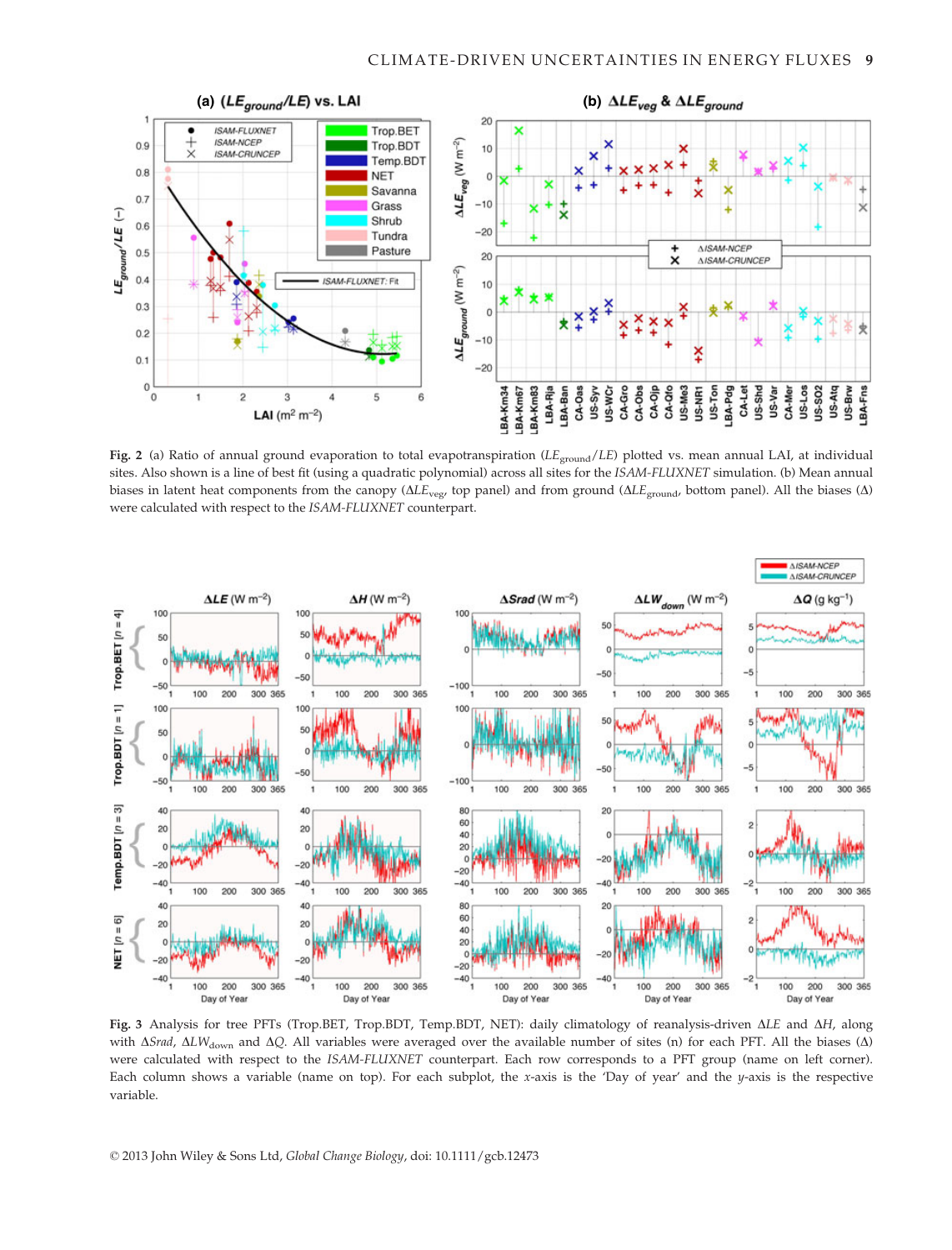**Fig. 2** (a) Ratio of annual ground evaporation to total evapotranspiration ($LE_{ground}/LE$) plotted vs. mean annual LAI, at individual sites. Also shown is a line of best fit (using a quadratic polynomial) across all sites for the *ISAM-FLUXNET* simulation. (b) Mean annual biases in latent heat components from the canopy ($\Delta LE_{veg}$, top panel) and from ground ($\Delta LE_{ground}$, bottom panel). All the biases ($\Delta$) were calculated with respect to the *ISAM-FLUXNET* counterpart.

**Fig. 3** Analysis for tree PFTs (Trop.BET, Trop.BDT, Temp.BDT, NET): daily climatology of reanalysis-driven $\Delta LE$ and $\Delta H$, along with $\Delta Srad$, $\Delta LW_{down}$ and $\Delta Q$. All variables were averaged over the available number of sites (n) for each PFT. All the biases ($\Delta$) were calculated with respect to the *ISAM-FLUXNET* counterpart. Each row corresponds to a PFT group (name on left corner). Each column shows a variable (name on top). For each subplot, the *x*-axis is the 'Day of year' and the *y*-axis is the respective variable.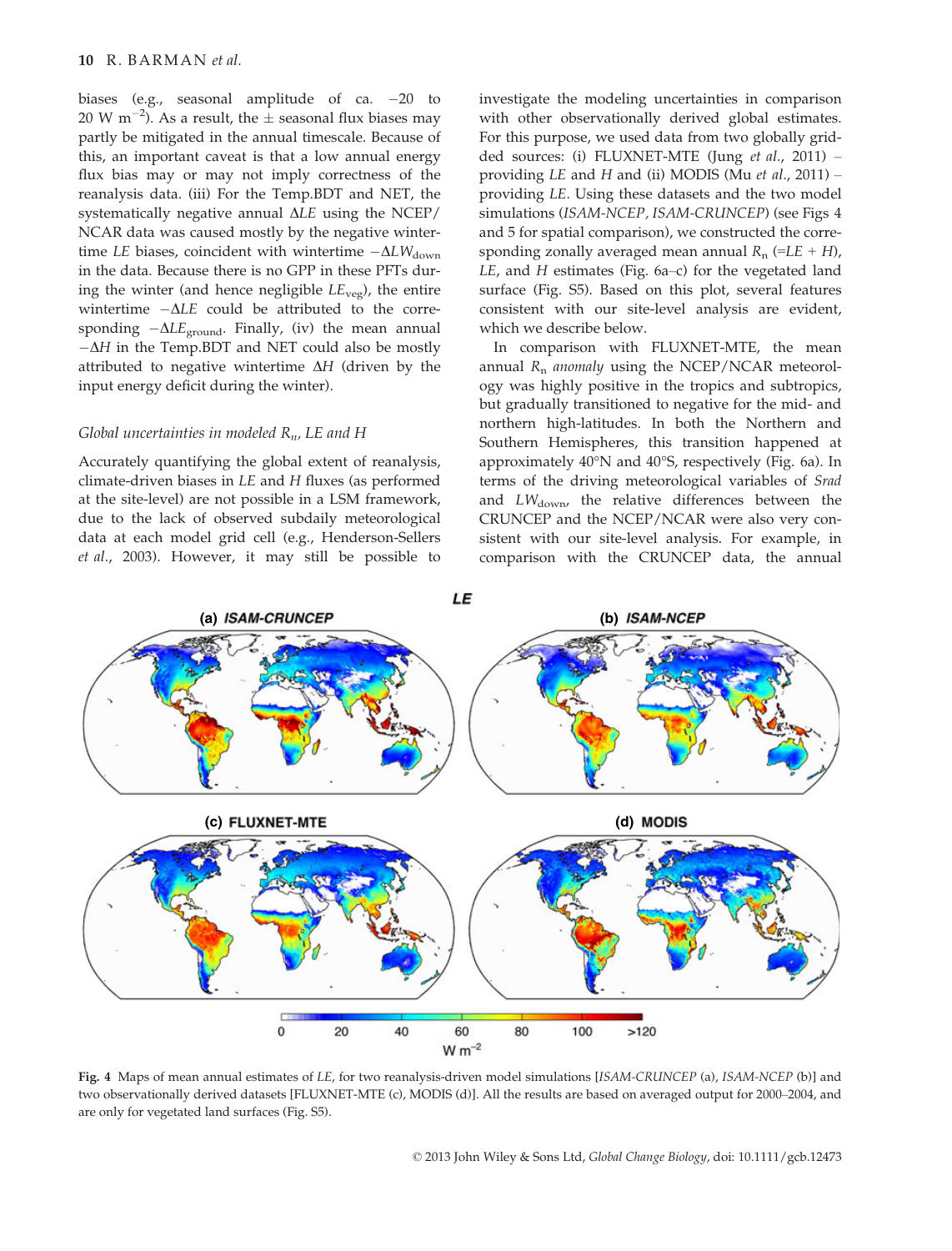biases (e.g., seasonal amplitude of ca. −20 to 20 W $m^{-2}$). As a result, the ± seasonal flux biases may partly be mitigated in the annual timescale. Because of this, an important caveat is that a low annual energy flux bias may or may not imply correctness of the reanalysis data. (iii) For the Temp.BDT and NET, the systematically negative annual $\Delta LE$ using the NCEP/NCAR data was caused mostly by the negative wintertime $LE$ biases, coincident with wintertime $-\Delta LW_{down}$ in the data. Because there is no GPP in these PFTs during the winter (and hence negligible $LE_{veg}$), the entire wintertime $-\Delta LE$ could be attributed to the corresponding $-\Delta LE_{ground}$. Finally, (iv) the mean annual $-\Delta H$ in the Temp.BDT and NET could also be mostly attributed to negative wintertime $\Delta H$ (driven by the input energy deficit during the winter).

### *Global uncertainties in modeled $R_n$, LE and H*

Accurately quantifying the global extent of reanalysis, climate-driven biases in $LE$ and $H$ fluxes (as performed at the site-level) are not possible in a LSM framework, due to the lack of observed subdaily meteorological data at each model grid cell (e.g., Henderson-Sellers *et al.*, 2003). However, it may still be possible to investigate the modeling uncertainties in comparison with other observationally derived global estimates. For this purpose, we used data from two globally gridded sources: (i) FLUXNET-MTE (Jung *et al.*, 2011) – providing $LE$ and $H$ and (ii) MODIS (Mu *et al.*, 2011) – providing $LE$. Using these datasets and the two model simulations (*ISAM-NCEP, ISAM-CRUNCEP*) (see Figs 4 and 5 for spatial comparison), we constructed the corresponding zonally averaged mean annual $R_n$ (=$LE + H$), $LE$, and $H$ estimates (Fig. 6a–c) for the vegetated land surface (Fig. S5). Based on this plot, several features consistent with our site-level analysis are evident, which we describe below.

In comparison with FLUXNET-MTE, the mean annual $R_n$ *anomaly* using the NCEP/NCAR meteorology was highly positive in the tropics and subtropics, but gradually transitioned to negative for the mid- and northern high-latitudes. In both the Northern and Southern Hemispheres, this transition happened at approximately 40°N and 40°S, respectively (Fig. 6a). In terms of the driving meteorological variables of *Srad* and $LW_{down}$, the relative differences between the CRUNCEP and the NCEP/NCAR were also very consistent with our site-level analysis. For example, in comparison with the CRUNCEP data, the annual

**Fig. 4** Maps of mean annual estimates of *LE*, for two reanalysis-driven model simulations [*ISAM-CRUNCEP* (a), *ISAM-NCEP* (b)] and two observationally derived datasets [FLUXNET-MTE (c), MODIS (d)]. All the results are based on averaged output for 2000–2004, and are only for vegetated land surfaces (Fig. S5).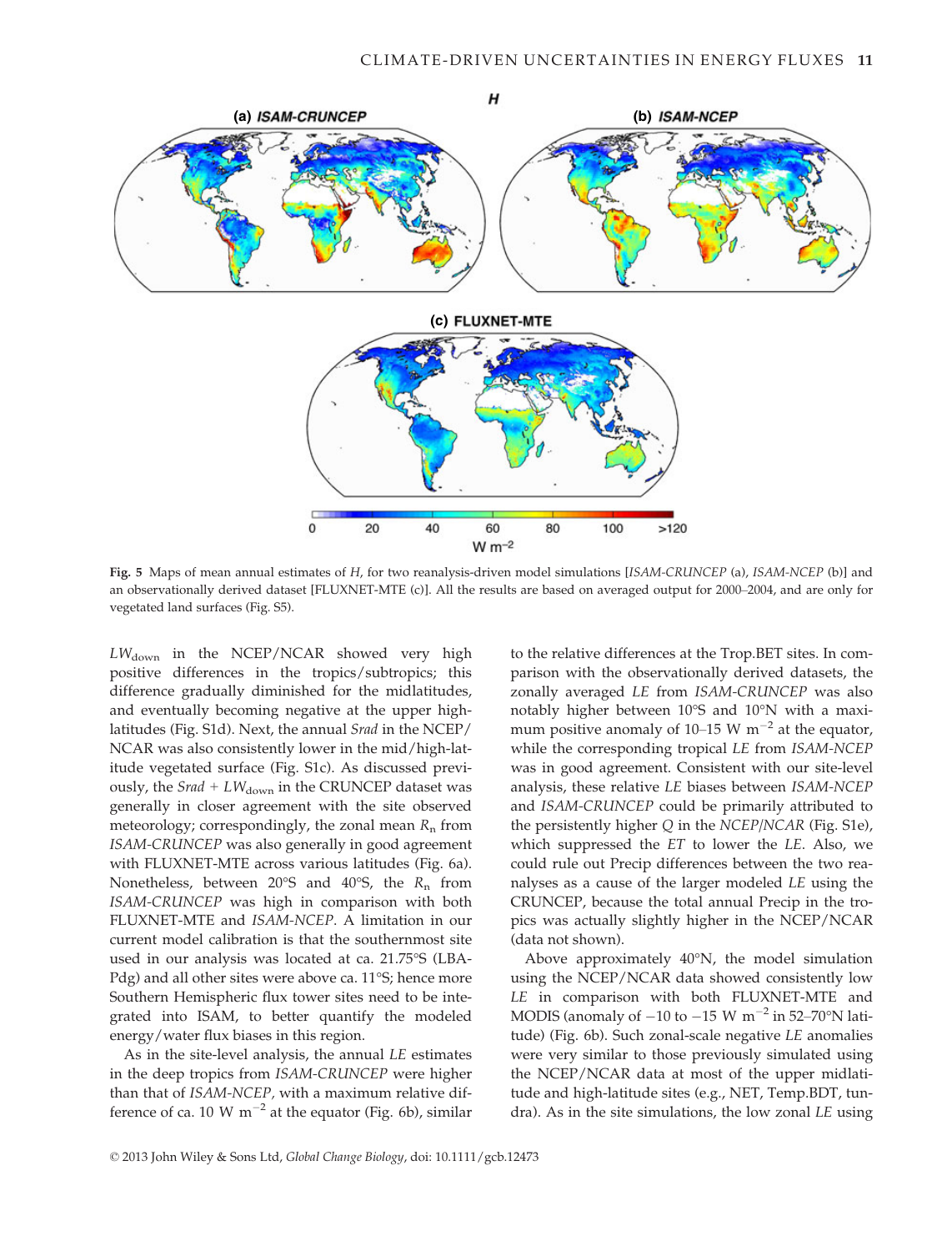Fig. 5 Maps of mean annual estimates of *H*, for two reanalysis-driven model simulations [*ISAM-CRUNCEP* (a), *ISAM-NCEP* (b)] and an observationally derived dataset [FLUXNET-MTE (c)]. All the results are based on averaged output for 2000–2004, and are only for vegetated land surfaces (Fig. S5).

$LW_{down}$ in the NCEP/NCAR showed very high positive differences in the tropics/subtropics; this difference gradually diminished for the midlatitudes, and eventually becoming negative at the upper high-latitudes (Fig. S1d). Next, the annual *Srad* in the NCEP/NCAR was also consistently lower in the mid/high-latitude vegetated surface (Fig. S1c). As discussed previously, the *Srad* + $LW_{down}$ in the CRUNCEP dataset was generally in closer agreement with the site observed meteorology; correspondingly, the zonal mean $R_n$ from *ISAM-CRUNCEP* was also generally in good agreement with FLUXNET-MTE across various latitudes (Fig. 6a). Nonetheless, between 20°S and 40°S, the $R_n$ from *ISAM-CRUNCEP* was high in comparison with both FLUXNET-MTE and *ISAM-NCEP*. A limitation in our current model calibration is that the southernmost site used in our analysis was located at ca. 21.75°S (LBA-Pdg) and all other sites were above ca. 11°S; hence more Southern Hemispheric flux tower sites need to be integrated into ISAM, to better quantify the modeled energy/water flux biases in this region.

As in the site-level analysis, the annual *LE* estimates in the deep tropics from *ISAM-CRUNCEP* were higher than that of *ISAM-NCEP*, with a maximum relative difference of ca. 10 W m$^{-2}$ at the equator (Fig. 6b), similar to the relative differences at the Trop.BET sites. In comparison with the observationally derived datasets, the zonally averaged *LE* from *ISAM-CRUNCEP* was also notably higher between 10°S and 10°N with a maximum positive anomaly of 10–15 W m$^{-2}$ at the equator, while the corresponding tropical *LE* from *ISAM-NCEP* was in good agreement. Consistent with our site-level analysis, these relative *LE* biases between *ISAM-NCEP* and *ISAM-CRUNCEP* could be primarily attributed to the persistently higher *Q* in the *NCEP/NCAR* (Fig. S1e), which suppressed the *ET* to lower the *LE*. Also, we could rule out Precip differences between the two reanalyses as a cause of the larger modeled *LE* using the CRUNCEP, because the total annual Precip in the tropics was actually slightly higher in the NCEP/NCAR (data not shown).

Above approximately 40°N, the model simulation using the NCEP/NCAR data showed consistently low *LE* in comparison with both FLUXNET-MTE and MODIS (anomaly of −10 to −15 W m$^{-2}$ in 52–70°N latitude) (Fig. 6b). Such zonal-scale negative *LE* anomalies were very similar to those previously simulated using the NCEP/NCAR data at most of the upper midlatitude and high-latitude sites (e.g., NET, Temp.BDT, tundra). As in the site simulations, the low zonal *LE* using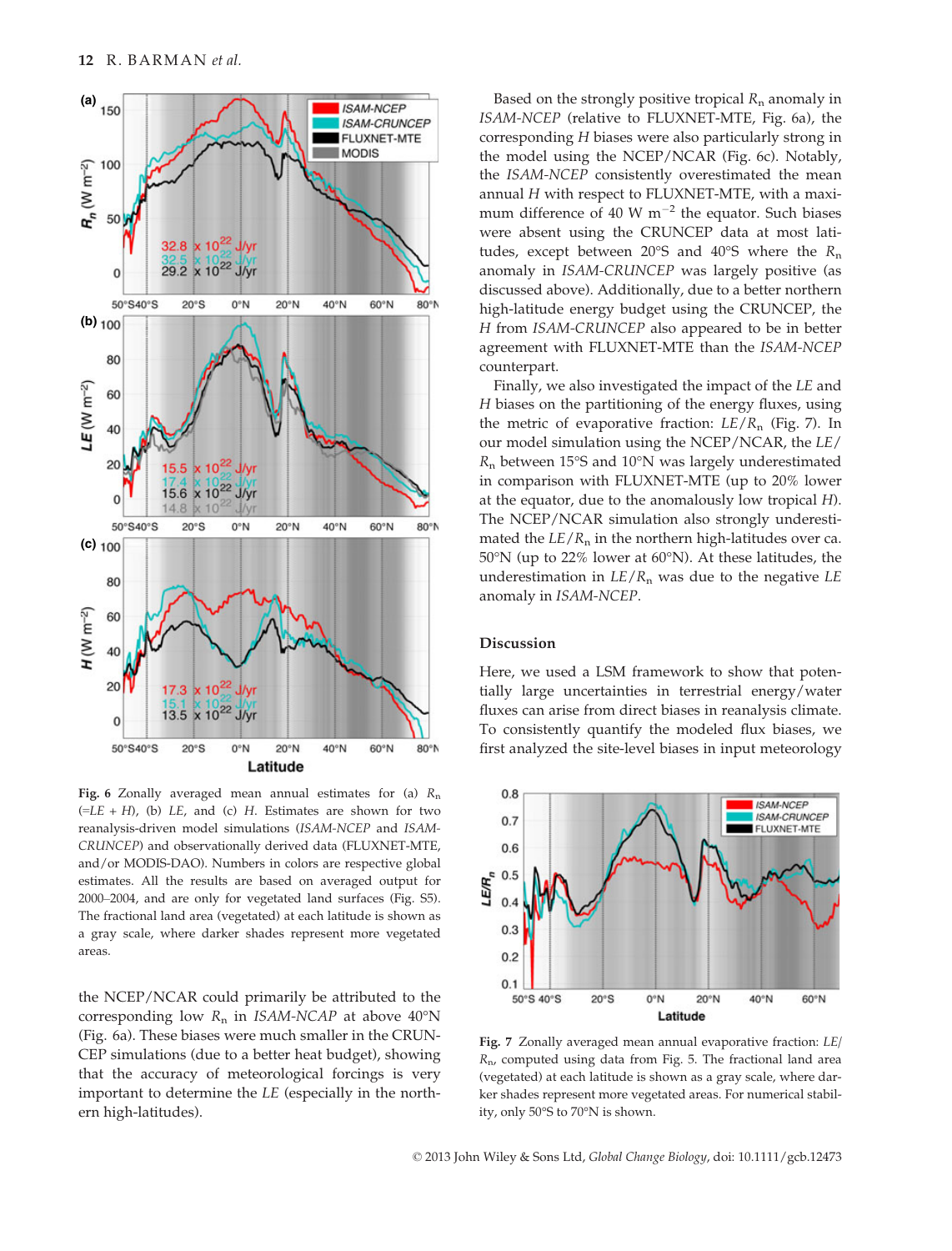Fig. 6 Zonally averaged mean annual estimates for (a) $R_n$ (=$LE$ + $H$), (b) $LE$, and (c) $H$. Estimates are shown for two reanalysis-driven model simulations (*ISAM-NCEP* and *ISAM-CRUNCEP*) and observationally derived data (FLUXNET-MTE, and/or MODIS-DAO). Numbers in colors are respective global estimates. All the results are based on averaged output for 2000–2004, and are only for vegetated land surfaces (Fig. S5). The fractional land area (vegetated) at each latitude is shown as a gray scale, where darker shades represent more vegetated areas.

the NCEP/NCAR could primarily be attributed to the corresponding low $R_n$ in *ISAM-NCAP* at above 40°N (Fig. 6a). These biases were much smaller in the CRUNCEP simulations (due to a better heat budget), showing that the accuracy of meteorological forcings is very important to determine the $LE$ (especially in the northern high-latitudes).

Based on the strongly positive tropical $R_n$ anomaly in *ISAM-NCEP* (relative to FLUXNET-MTE, Fig. 6a), the corresponding $H$ biases were also particularly strong in the model using the NCEP/NCAR (Fig. 6c). Notably, the *ISAM-NCEP* consistently overestimated the mean annual $H$ with respect to FLUXNET-MTE, with a maximum difference of 40 W m$^{-2}$ the equator. Such biases were absent using the CRUNCEP data at most latitudes, except between 20°S and 40°S where the $R_n$ anomaly in *ISAM-CRUNCEP* was largely positive (as discussed above). Additionally, due to a better northern high-latitude energy budget using the CRUNCEP, the $H$ from *ISAM-CRUNCEP* also appeared to be in better agreement with FLUXNET-MTE than the *ISAM-NCEP* counterpart.

Finally, we also investigated the impact of the $LE$ and $H$ biases on the partitioning of the energy fluxes, using the metric of evaporative fraction: $LE/R_n$ (Fig. 7). In our model simulation using the NCEP/NCAR, the $LE/R_n$ between 15°S and 10°N was largely underestimated in comparison with FLUXNET-MTE (up to 20% lower at the equator, due to the anomalously low tropical $H$). The NCEP/NCAR simulation also strongly underestimated the $LE/R_n$ in the northern high-latitudes over ca. 50°N (up to 22% lower at 60°N). At these latitudes, the underestimation in $LE/R_n$ was due to the negative $LE$ anomaly in *ISAM-NCEP*.

## Discussion

Here, we used a LSM framework to show that potentially large uncertainties in terrestrial energy/water fluxes can arise from direct biases in reanalysis climate. To consistently quantify the modeled flux biases, we first analyzed the site-level biases in input meteorology

Fig. 7 Zonally averaged mean annual evaporative fraction: $LE/R_n$, computed using data from Fig. 5. The fractional land area (vegetated) at each latitude is shown as a gray scale, where darker shades represent more vegetated areas. For numerical stability, only 50°S to 70°N is shown.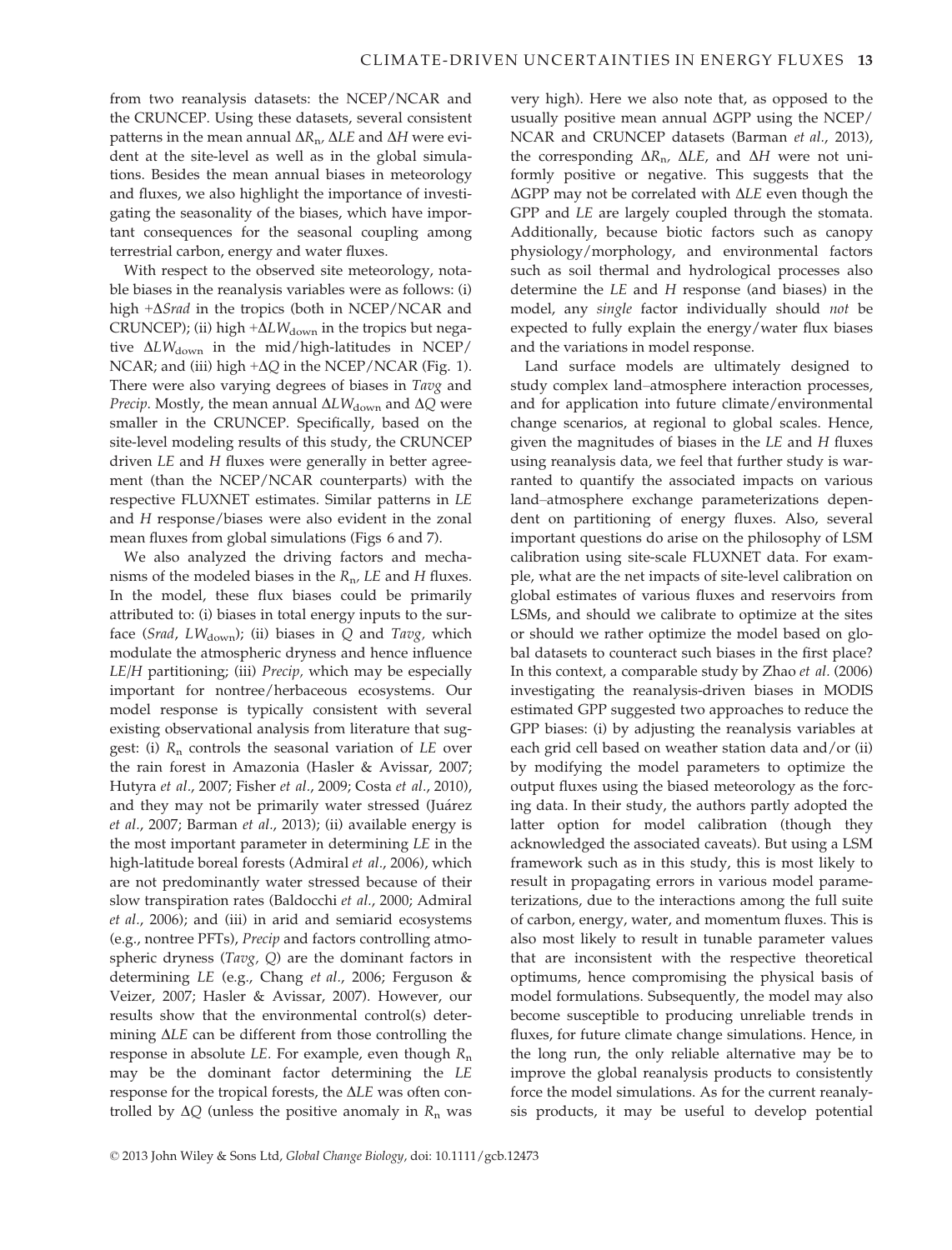from two reanalysis datasets: the NCEP/NCAR and the CRUNCEP. Using these datasets, several consistent patterns in the mean annual $\Delta R_n$, $\Delta LE$ and $\Delta H$ were evident at the site-level as well as in the global simulations. Besides the mean annual biases in meteorology and fluxes, we also highlight the importance of investigating the seasonality of the biases, which have important consequences for the seasonal coupling among terrestrial carbon, energy and water fluxes.

With respect to the observed site meteorology, notable biases in the reanalysis variables were as follows: (i) high $+\Delta Srad$ in the tropics (both in NCEP/NCAR and CRUNCEP); (ii) high $+\Delta LW_{down}$ in the tropics but negative $\Delta LW_{down}$ in the mid/high-latitudes in NCEP/NCAR; and (iii) high $+\Delta Q$ in the NCEP/NCAR (Fig. 1). There were also varying degrees of biases in *Tavg* and *Precip*. Mostly, the mean annual $\Delta LW_{down}$ and $\Delta Q$ were smaller in the CRUNCEP. Specifically, based on the site-level modeling results of this study, the CRUNCEP driven *LE* and *H* fluxes were generally in better agreement (than the NCEP/NCAR counterparts) with the respective FLUXNET estimates. Similar patterns in *LE* and *H* response/biases were also evident in the zonal mean fluxes from global simulations (Figs 6 and 7).

We also analyzed the driving factors and mechanisms of the modeled biases in the $R_n$, *LE* and *H* fluxes. In the model, these flux biases could be primarily attributed to: (i) biases in total energy inputs to the surface (*Srad*, $LW_{down}$); (ii) biases in *Q* and *Tavg*, which modulate the atmospheric dryness and hence influence *LE*/*H* partitioning; (iii) *Precip*, which may be especially important for nontree/herbaceous ecosystems. Our model response is typically consistent with several existing observational analysis from literature that suggest: (i) $R_n$ controls the seasonal variation of *LE* over the rain forest in Amazonia (Hasler & Avissar, 2007; Hutyra *et al.*, 2007; Fisher *et al.*, 2009; Costa *et al.*, 2010), and they may not be primarily water stressed (Juárez *et al.*, 2007; Barman *et al.*, 2013); (ii) available energy is the most important parameter in determining *LE* in the high-latitude boreal forests (Admiral *et al.*, 2006), which are not predominantly water stressed because of their slow transpiration rates (Baldocchi *et al.*, 2000; Admiral *et al.*, 2006); and (iii) in arid and semiarid ecosystems (e.g., nontree PFTs), *Precip* and factors controlling atmospheric dryness (*Tavg*, *Q*) are the dominant factors in determining *LE* (e.g., Chang *et al.*, 2006; Ferguson & Veizer, 2007; Hasler & Avissar, 2007). However, our results show that the environmental control(s) determining $\Delta LE$ can be different from those controlling the response in absolute *LE*. For example, even though $R_n$ may be the dominant factor determining the *LE* response for the tropical forests, the $\Delta LE$ was often controlled by $\Delta Q$ (unless the positive anomaly in $R_n$ was very high). Here we also note that, as opposed to the usually positive mean annual $\Delta$GPP using the NCEP/NCAR and CRUNCEP datasets (Barman *et al.*, 2013), the corresponding $\Delta R_n$, $\Delta LE$, and $\Delta H$ were not uniformly positive or negative. This suggests that the $\Delta$GPP may not be correlated with $\Delta LE$ even though the GPP and *LE* are largely coupled through the stomata. Additionally, because biotic factors such as canopy physiology/morphology, and environmental factors such as soil thermal and hydrological processes also determine the *LE* and *H* response (and biases) in the model, any *single* factor individually should *not* be expected to fully explain the energy/water flux biases and the variations in model response.

Land surface models are ultimately designed to study complex land–atmosphere interaction processes, and for application into future climate/environmental change scenarios, at regional to global scales. Hence, given the magnitudes of biases in the *LE* and *H* fluxes using reanalysis data, we feel that further study is warranted to quantify the associated impacts on various land–atmosphere exchange parameterizations dependent on partitioning of energy fluxes. Also, several important questions do arise on the philosophy of LSM calibration using site-scale FLUXNET data. For example, what are the net impacts of site-level calibration on global estimates of various fluxes and reservoirs from LSMs, and should we calibrate to optimize at the sites or should we rather optimize the model based on global datasets to counteract such biases in the first place? In this context, a comparable study by Zhao *et al.* (2006) investigating the reanalysis-driven biases in MODIS estimated GPP suggested two approaches to reduce the GPP biases: (i) by adjusting the reanalysis variables at each grid cell based on weather station data and/or (ii) by modifying the model parameters to optimize the output fluxes using the biased meteorology as the forcing data. In their study, the authors partly adopted the latter option for model calibration (though they acknowledged the associated caveats). But using a LSM framework such as in this study, this is most likely to result in propagating errors in various model parameterizations, due to the interactions among the full suite of carbon, energy, water, and momentum fluxes. This is also most likely to result in tunable parameter values that are inconsistent with the respective theoretical optimums, hence compromising the physical basis of model formulations. Subsequently, the model may also become susceptible to producing unreliable trends in fluxes, for future climate change simulations. Hence, in the long run, the only reliable alternative may be to improve the global reanalysis products to consistently force the model simulations. As for the current reanalysis products, it may be useful to develop potential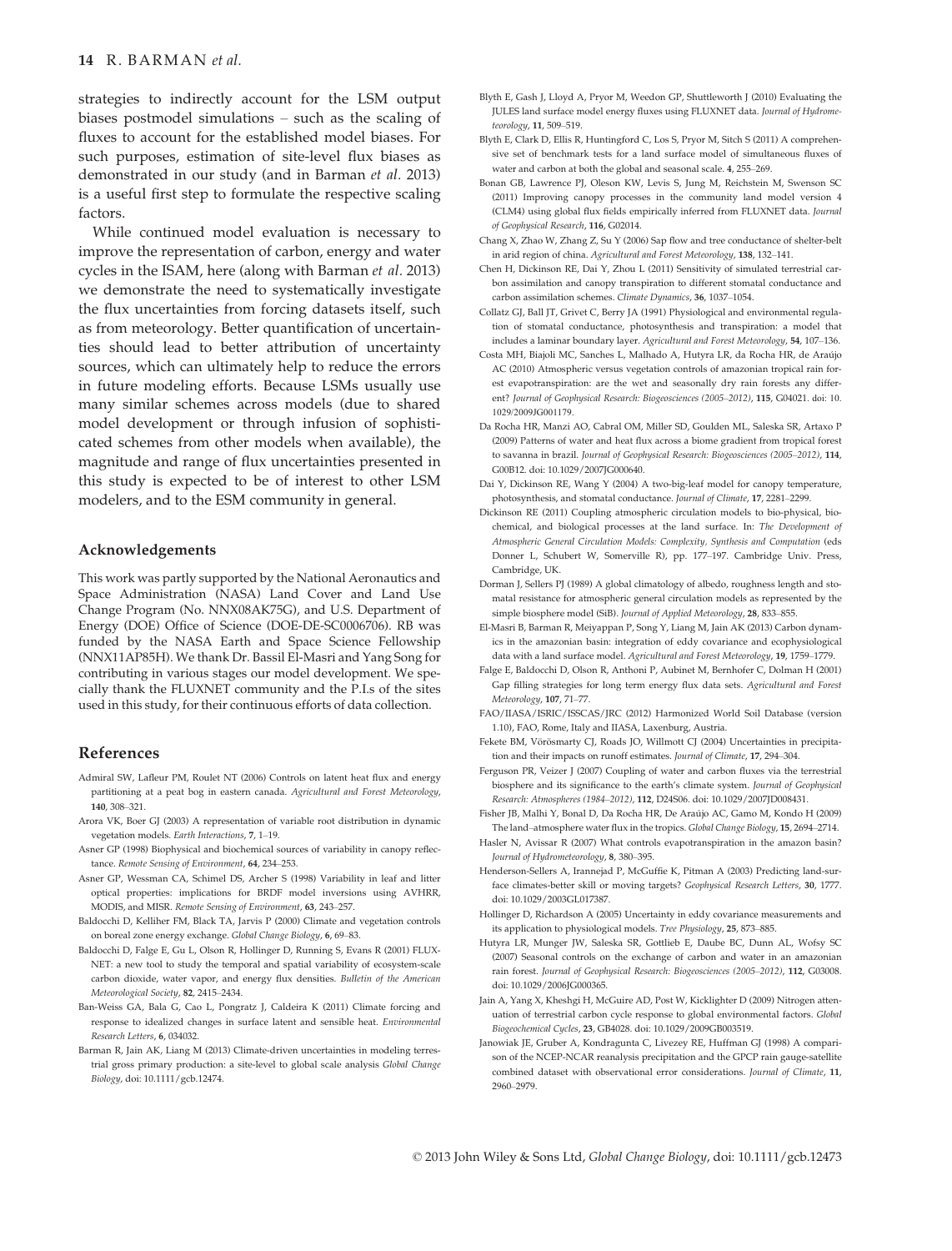strategies to indirectly account for the LSM output biases postmodel simulations – such as the scaling of fluxes to account for the established model biases. For such purposes, estimation of site-level flux biases as demonstrated in our study (and in Barman *et al.* 2013) is a useful first step to formulate the respective scaling factors.

While continued model evaluation is necessary to improve the representation of carbon, energy and water cycles in the ISAM, here (along with Barman *et al*. 2013) we demonstrate the need to systematically investigate the flux uncertainties from forcing datasets itself, such as from meteorology. Better quantification of uncertainties should lead to better attribution of uncertainty sources, which can ultimately help to reduce the errors in future modeling efforts. Because LSMs usually use many similar schemes across models (due to shared model development or through infusion of sophisticated schemes from other models when available), the magnitude and range of flux uncertainties presented in this study is expected to be of interest to other LSM modelers, and to the ESM community in general.

### Acknowledgements

This work was partly supported by the National Aeronautics and Space Administration (NASA) Land Cover and Land Use Change Program (No. NNX08AK75G), and U.S. Department of Energy (DOE) Office of Science (DOE-DE-SC0006706). RB was funded by the NASA Earth and Space Science Fellowship (NNX11AP85H). We thank Dr. Bassil El-Masri and Yang Song for contributing in various stages our model development. We specially thank the FLUXNET community and the P.I.s of the sites used in this study, for their continuous efforts of data collection.

## References

Admiral SW, Lafleur PM, Roulet NT (2006) Controls on latent heat flux and energy partitioning at a peat bog in eastern canada. *Agricultural and Forest Meteorology*, **140**, 308–321.

Arora VK, Boer GJ (2003) A representation of variable root distribution in dynamic vegetation models. *Earth Interactions*, **7**, 1–19.

Asner GP (1998) Biophysical and biochemical sources of variability in canopy reflectance. *Remote Sensing of Environment*, **64**, 234–253.

Asner GP, Wessman CA, Schimel DS, Archer S (1998) Variability in leaf and litter optical properties: implications for BRDF model inversions using AVHRR, MODIS, and MISR. *Remote Sensing of Environment*, **63**, 243–257.

Baldocchi D, Kelliher FM, Black TA, Jarvis P (2000) Climate and vegetation controls on boreal zone energy exchange. *Global Change Biology*, **6**, 69–83.

Baldocchi D, Falge E, Gu L, Olson R, Hollinger D, Running S, Evans R (2001) FLUXNET: a new tool to study the temporal and spatial variability of ecosystem-scale carbon dioxide, water vapor, and energy flux densities. *Bulletin of the American Meteorological Society*, **82**, 2415–2434.

Ban-Weiss GA, Bala G, Cao L, Pongratz J, Caldeira K (2011) Climate forcing and response to idealized changes in surface latent and sensible heat. *Environmental Research Letters*, **6**, 034032.

Barman R, Jain AK, Liang M (2013) Climate-driven uncertainties in modeling terrestrial gross primary production: a site-level to global scale analysis *Global Change Biology*, doi: 10.1111/gcb.12474.

Blyth E, Gash J, Lloyd A, Pryor M, Weedon GP, Shuttleworth J (2010) Evaluating the JULES land surface model energy fluxes using FLUXNET data. *Journal of Hydrometeorology*, **11**, 509–519.

Blyth E, Clark D, Ellis R, Huntingford C, Los S, Pryor M, Sitch S (2011) A comprehensive set of benchmark tests for a land surface model of simultaneous fluxes of water and carbon at both the global and seasonal scale. **4**, 255–269.

Bonan GB, Lawrence PJ, Oleson KW, Levis S, Jung M, Reichstein M, Swenson SC (2011) Improving canopy processes in the community land model version 4 (CLM4) using global flux fields empirically inferred from FLUXNET data. *Journal of Geophysical Research*, **116**, G02014.

Chang X, Zhao W, Zhang Z, Su Y (2006) Sap flow and tree conductance of shelter-belt in arid region of china. *Agricultural and Forest Meteorology*, **138**, 132–141.

Chen H, Dickinson RE, Dai Y, Zhou L (2011) Sensitivity of simulated terrestrial carbon assimilation and canopy transpiration to different stomatal conductance and carbon assimilation schemes. *Climate Dynamics*, **36**, 1037–1054.

Collatz GJ, Ball JT, Grivet C, Berry JA (1991) Physiological and environmental regulation of stomatal conductance, photosynthesis and transpiration: a model that includes a laminar boundary layer. *Agricultural and Forest Meteorology*, **54**, 107–136.

Costa MH, Biajoli MC, Sanches L, Malhado A, Hutyra LR, da Rocha HR, de Araújo AC (2010) Atmospheric versus vegetation controls of amazonian tropical rain forest evapotranspiration: are the wet and seasonally dry rain forests any different? *Journal of Geophysical Research: Biogeosciences (2005–2012)*, **115**, G04021. doi: 10.1029/2009JG001179.

Da Rocha HR, Manzi AO, Cabral OM, Miller SD, Goulden ML, Saleska SR, Artaxo P (2009) Patterns of water and heat flux across a biome gradient from tropical forest to savanna in brazil. *Journal of Geophysical Research: Biogeosciences (2005–2012)*, **114**, G00B12. doi: 10.1029/2007JG000640.

Dai Y, Dickinson RE, Wang Y (2004) A two-big-leaf model for canopy temperature, photosynthesis, and stomatal conductance. *Journal of Climate*, **17**, 2281–2299.

Dickinson RE (2011) Coupling atmospheric circulation models to bio-physical, biochemical, and biological processes at the land surface. In: *The Development of Atmospheric General Circulation Models: Complexity, Synthesis and Computation* (eds Donner L, Schubert W, Somerville R), pp. 177–197. Cambridge Univ. Press, Cambridge, UK.

Dorman J, Sellers PJ (1989) A global climatology of albedo, roughness length and stomatal resistance for atmospheric general circulation models as represented by the simple biosphere model (SiB). *Journal of Applied Meteorology*, **28**, 833–855.

El-Masri B, Barman R, Meiyappan P, Song Y, Liang M, Jain AK (2013) Carbon dynamics in the amazonian basin: integration of eddy covariance and ecophysiological data with a land surface model. *Agricultural and Forest Meteorology*, **19**, 1759–1779.

Falge E, Baldocchi D, Olson R, Anthoni P, Aubinet M, Bernhofer C, Dolman H (2001) Gap filling strategies for long term energy flux data sets. *Agricultural and Forest Meteorology*, **107**, 71–77.

FAO/IIASA/ISRIC/ISSCAS/JRC (2012) Harmonized World Soil Database (version 1.10), FAO, Rome, Italy and IIASA, Laxenburg, Austria.

Fekete BM, Vörösmarty CJ, Roads JO, Willmott CJ (2004) Uncertainties in precipitation and their impacts on runoff estimates. *Journal of Climate*, **17**, 294–304.

Ferguson PR, Veizer J (2007) Coupling of water and carbon fluxes via the terrestrial biosphere and its significance to the earth's climate system. *Journal of Geophysical Research: Atmospheres (1984–2012)*, **112**, D24S06. doi: 10.1029/2007JD008431.

Fisher JB, Malhi Y, Bonal D, Da Rocha HR, De Araújo AC, Gamo M, Kondo H (2009) The land–atmosphere water flux in the tropics. *Global Change Biology*, **15**, 2694–2714.

Hasler N, Avissar R (2007) What controls evapotranspiration in the amazon basin? *Journal of Hydrometeorology*, **8**, 380–395.

Henderson-Sellers A, Irannejad P, McGuffie K, Pitman A (2003) Predicting land-surface climates-better skill or moving targets? *Geophysical Research Letters*, **30**, 1777. doi: 10.1029/2003GL017387.

Hollinger D, Richardson A (2005) Uncertainty in eddy covariance measurements and its application to physiological models. *Tree Physiology*, **25**, 873–885.

Hutyra LR, Munger JW, Saleska SR, Gottlieb E, Daube BC, Dunn AL, Wofsy SC (2007) Seasonal controls on the exchange of carbon and water in an amazonian rain forest. *Journal of Geophysical Research: Biogeosciences (2005–2012)*, **112**, G03008. doi: 10.1029/2006JG000365.

Jain A, Yang X, Kheshgi H, McGuire AD, Post W, Kicklighter D (2009) Nitrogen attenuation of terrestrial carbon cycle response to global environmental factors. *Global Biogeochemical Cycles*, **23**, GB4028. doi: 10.1029/2009GB003519.

Janowiak JE, Gruber A, Kondragunta C, Livezey RE, Huffman GJ (1998) A comparison of the NCEP-NCAR reanalysis precipitation and the GPCP rain gauge-satellite combined dataset with observational error considerations. *Journal of Climate*, **11**, 2960–2979.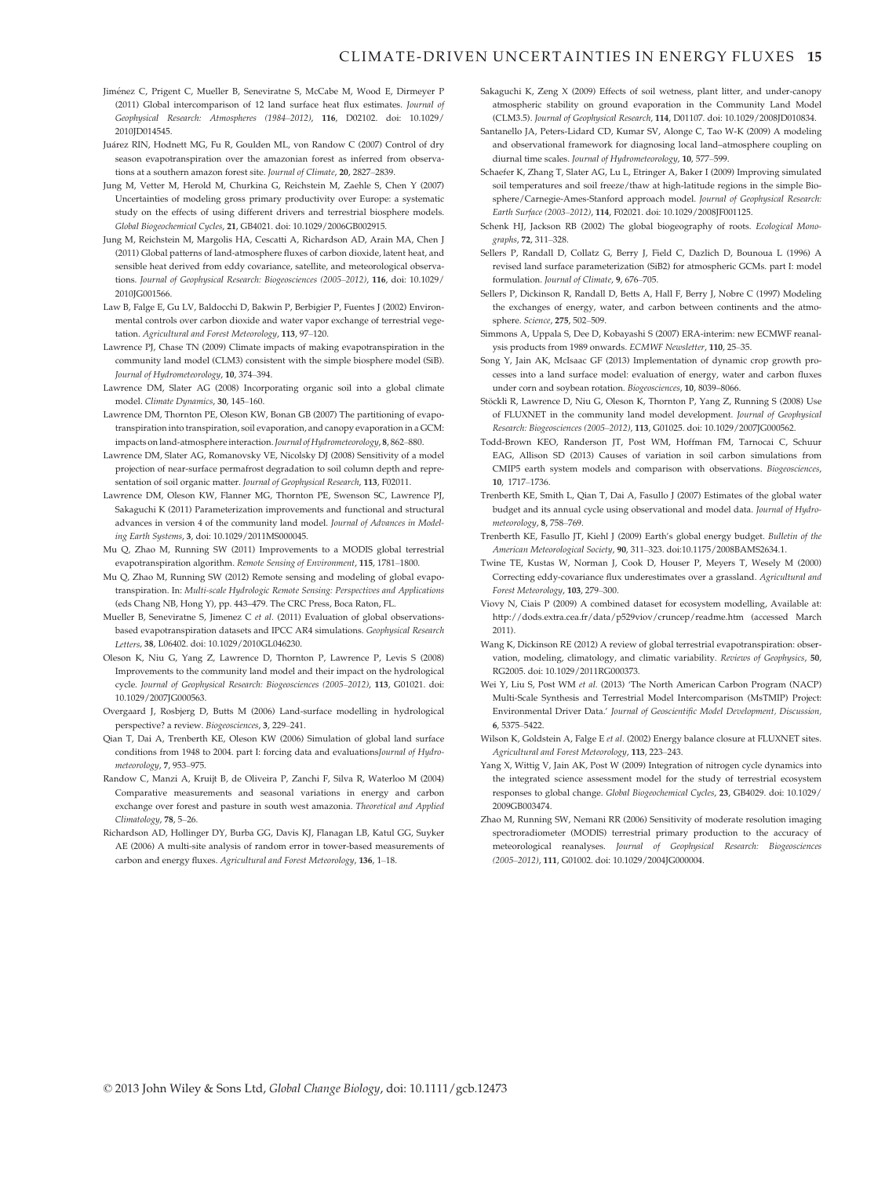Jiménez C, Prigent C, Mueller B, Seneviratne S, McCabe M, Wood E, Dirmeyer P (2011) Global intercomparison of 12 land surface heat flux estimates. *Journal of Geophysical Research: Atmospheres (1984–2012)*, **116**, D02102. doi: 10.1029/2010JD014545.

Juárez RIN, Hodnett MG, Fu R, Goulden ML, von Randow C (2007) Control of dry season evapotranspiration over the amazonian forest as inferred from observations at a southern amazon forest site. *Journal of Climate*, **20**, 2827–2839.

Jung M, Vetter M, Herold M, Churkina G, Reichstein M, Zaehle S, Chen Y (2007) Uncertainties of modeling gross primary productivity over Europe: a systematic study on the effects of using different drivers and terrestrial biosphere models. *Global Biogeochemical Cycles*, **21**, GB4021. doi: 10.1029/2006GB002915.

Jung M, Reichstein M, Margolis HA, Cescatti A, Richardson AD, Arain MA, Chen J (2011) Global patterns of land-atmosphere fluxes of carbon dioxide, latent heat, and sensible heat derived from eddy covariance, satellite, and meteorological observations. *Journal of Geophysical Research: Biogeosciences (2005–2012)*, **116**, doi: 10.1029/2010JG001566.

Law B, Falge E, Gu LV, Baldocchi D, Bakwin P, Berbigier P, Fuentes J (2002) Environmental controls over carbon dioxide and water vapor exchange of terrestrial vegetation. *Agricultural and Forest Meteorology*, **113**, 97–120.

Lawrence PJ, Chase TN (2009) Climate impacts of making evapotranspiration in the community land model (CLM3) consistent with the simple biosphere model (SiB). *Journal of Hydrometeorology*, **10**, 374–394.

Lawrence DM, Slater AG (2008) Incorporating organic soil into a global climate model. *Climate Dynamics*, **30**, 145–160.

Lawrence DM, Thornton PE, Oleson KW, Bonan GB (2007) The partitioning of evapotranspiration into transpiration, soil evaporation, and canopy evaporation in a GCM: impacts on land-atmosphere interaction. *Journal of Hydrometeorology*, **8**, 862–880.

Lawrence DM, Slater AG, Romanovsky VE, Nicolsky DJ (2008) Sensitivity of a model projection of near-surface permafrost degradation to soil column depth and representation of soil organic matter. *Journal of Geophysical Research*, **113**, F02011.

Lawrence DM, Oleson KW, Flanner MG, Thornton PE, Swenson SC, Lawrence PJ, Sakaguchi K (2011) Parameterization improvements and functional and structural advances in version 4 of the community land model. *Journal of Advances in Modeling Earth Systems*, **3**, doi: 10.1029/2011MS000045.

Mu Q, Zhao M, Running SW (2011) Improvements to a MODIS global terrestrial evapotranspiration algorithm. *Remote Sensing of Environment*, **115**, 1781–1800.

Mu Q, Zhao M, Running SW (2012) Remote sensing and modeling of global evapotranspiration. In: *Multi-scale Hydrologic Remote Sensing: Perspectives and Applications* (eds Chang NB, Hong Y), pp. 443–479. The CRC Press, Boca Raton, FL.

Mueller B, Seneviratne S, Jimenez C *et al.* (2011) Evaluation of global observations-based evapotranspiration datasets and IPCC AR4 simulations. *Geophysical Research Letters*, **38**, L06402. doi: 10.1029/2010GL046230.

Oleson K, Niu G, Yang Z, Lawrence D, Thornton P, Lawrence P, Levis S (2008) Improvements to the community land model and their impact on the hydrological cycle. *Journal of Geophysical Research: Biogeosciences (2005–2012)*, **113**, G01021. doi: 10.1029/2007JG000563.

Overgaard J, Rosbjerg D, Butts M (2006) Land-surface modelling in hydrological perspective? a review. *Biogeosciences*, **3**, 229–241.

Qian T, Dai A, Trenberth KE, Oleson KW (2006) Simulation of global land surface conditions from 1948 to 2004. part I: forcing data and evaluations*Journal of Hydrometeorology*, **7**, 953–975.

Randow C, Manzi A, Kruijt B, de Oliveira P, Zanchi F, Silva R, Waterloo M (2004) Comparative measurements and seasonal variations in energy and carbon exchange over forest and pasture in south west amazonia. *Theoretical and Applied Climatology*, **78**, 5–26.

Richardson AD, Hollinger DY, Burba GG, Davis KJ, Flanagan LB, Katul GG, Suyker AE (2006) A multi-site analysis of random error in tower-based measurements of carbon and energy fluxes. *Agricultural and Forest Meteorology*, **136**, 1–18.

Sakaguchi K, Zeng X (2009) Effects of soil wetness, plant litter, and under-canopy atmospheric stability on ground evaporation in the Community Land Model (CLM3.5). *Journal of Geophysical Research*, **114**, D01107. doi: 10.1029/2008JD010834.

Santanello JA, Peters-Lidard CD, Kumar SV, Alonge C, Tao W-K (2009) A modeling and observational framework for diagnosing local land–atmosphere coupling on diurnal time scales. *Journal of Hydrometeorology*, **10**, 577–599.

Schaefer K, Zhang T, Slater AG, Lu L, Etringer A, Baker I (2009) Improving simulated soil temperatures and soil freeze/thaw at high-latitude regions in the simple Biosphere/Carnegie-Ames-Stanford approach model. *Journal of Geophysical Research: Earth Surface (2003–2012)*, **114**, F02021. doi: 10.1029/2008JF001125.

Schenk HJ, Jackson RB (2002) The global biogeography of roots. *Ecological Monographs*, **72**, 311–328.

Sellers P, Randall D, Collatz G, Berry J, Field C, Dazlich D, Bounoua L (1996) A revised land surface parameterization (SiB2) for atmospheric GCMs. part I: model formulation. *Journal of Climate*, **9**, 676–705.

Sellers P, Dickinson R, Randall D, Betts A, Hall F, Berry J, Nobre C (1997) Modeling the exchanges of energy, water, and carbon between continents and the atmosphere. *Science*, **275**, 502–509.

Simmons A, Uppala S, Dee D, Kobayashi S (2007) ERA-interim: new ECMWF reanalysis products from 1989 onwards. *ECMWF Newsletter*, **110**, 25–35.

Song Y, Jain AK, McIsaac GF (2013) Implementation of dynamic crop growth processes into a land surface model: evaluation of energy, water and carbon fluxes under corn and soybean rotation. *Biogeosciences*, **10**, 8039–8066.

Stöckli R, Lawrence D, Niu G, Oleson K, Thornton P, Yang Z, Running S (2008) Use of FLUXNET in the community land model development. *Journal of Geophysical Research: Biogeosciences (2005–2012)*, **113**, G01025. doi: 10.1029/2007JG000562.

Todd-Brown KEO, Randerson JT, Post WM, Hoffman FM, Tarnocai C, Schuur EAG, Allison SD (2013) Causes of variation in soil carbon simulations from CMIP5 earth system models and comparison with observations. *Biogeosciences*, **10**, 1717–1736.

Trenberth KE, Smith L, Qian T, Dai A, Fasullo J (2007) Estimates of the global water budget and its annual cycle using observational and model data. *Journal of Hydrometeorology*, **8**, 758–769.

Trenberth KE, Fasullo JT, Kiehl J (2009) Earth's global energy budget. *Bulletin of the American Meteorological Society*, **90**, 311–323. doi:10.1175/2008BAMS2634.1.

Twine TE, Kustas W, Norman J, Cook D, Houser P, Meyers T, Wesely M (2000) Correcting eddy-covariance flux underestimates over a grassland. *Agricultural and Forest Meteorology*, **103**, 279–300.

Viovy N, Ciais P (2009) A combined dataset for ecosystem modelling, Available at: http://dods.extra.cea.fr/data/p529viov/cruncep/readme.htm (accessed March 2011).

Wang K, Dickinson RE (2012) A review of global terrestrial evapotranspiration: observation, modeling, climatology, and climatic variability. *Reviews of Geophysics*, **50**, RG2005. doi: 10.1029/2011RG000373.

Wei Y, Liu S, Post WM *et al.* (2013) 'The North American Carbon Program (NACP) Multi-Scale Synthesis and Terrestrial Model Intercomparison (MsTMIP) Project: Environmental Driver Data.' *Journal of Geoscientific Model Development, Discussion*, **6**, 5375–5422.

Wilson K, Goldstein A, Falge E *et al.* (2002) Energy balance closure at FLUXNET sites. *Agricultural and Forest Meteorology*, **113**, 223–243.

Yang X, Wittig V, Jain AK, Post W (2009) Integration of nitrogen cycle dynamics into the integrated science assessment model for the study of terrestrial ecosystem responses to global change. *Global Biogeochemical Cycles*, **23**, GB4029. doi: 10.1029/2009GB003474.

Zhao M, Running SW, Nemani RR (2006) Sensitivity of moderate resolution imaging spectroradiometer (MODIS) terrestrial primary production to the accuracy of meteorological reanalyses. *Journal of Geophysical Research: Biogeosciences (2005–2012)*, **111**, G01002. doi: 10.1029/2004JG000004.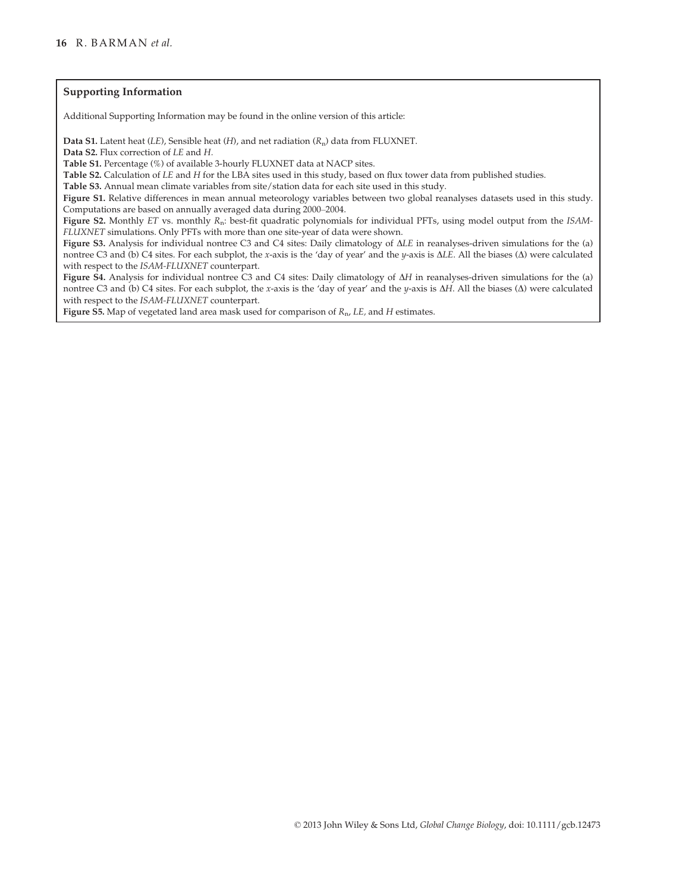## Supporting Information

Additional Supporting Information may be found in the online version of this article:

**Data S1.** Latent heat (*LE*), Sensible heat (*H*), and net radiation ($R_n$) data from FLUXNET.

**Data S2.** Flux correction of *LE* and *H*.

**Table S1.** Percentage (%) of available 3-hourly FLUXNET data at NACP sites.

**Table S2.** Calculation of *LE* and *H* for the LBA sites used in this study, based on flux tower data from published studies.

**Table S3.** Annual mean climate variables from site/station data for each site used in this study.

**Figure S1.** Relative differences in mean annual meteorology variables between two global reanalyses datasets used in this study. Computations are based on annually averaged data during 2000–2004.

**Figure S2.** Monthly *ET* vs. monthly $R_n$: best-fit quadratic polynomials for individual PFTs, using model output from the *ISAM-FLUXNET* simulations. Only PFTs with more than one site-year of data were shown.

**Figure S3.** Analysis for individual nontree C3 and C4 sites: Daily climatology of $\Delta LE$ in reanalyses-driven simulations for the (a) nontree C3 and (b) C4 sites. For each subplot, the *x*-axis is the 'day of year' and the *y*-axis is $\Delta LE$. All the biases ($\Delta$) were calculated with respect to the *ISAM-FLUXNET* counterpart.

**Figure S4.** Analysis for individual nontree C3 and C4 sites: Daily climatology of $\Delta H$ in reanalyses-driven simulations for the (a) nontree C3 and (b) C4 sites. For each subplot, the *x*-axis is the 'day of year' and the *y*-axis is $\Delta H$. All the biases ($\Delta$) were calculated with respect to the *ISAM-FLUXNET* counterpart.

**Figure S5.** Map of vegetated land area mask used for comparison of $R_n$, *LE*, and *H* estimates.